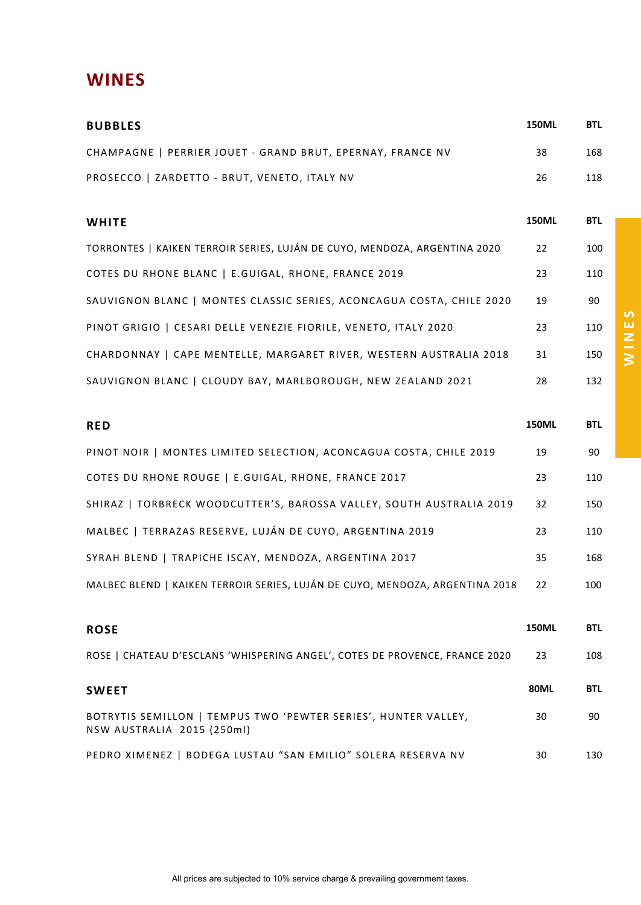# WINES

| BUBBLES | 150ML | BTL |
|---|---|---|
| CHAMPAGNE \| PERRIER JOUET - GRAND BRUT, EPERNAY, FRANCE NV | 38 | 168 |
| PROSECCO \| ZARDETTO - BRUT, VENETO, ITALY NV | 26 | 118 |

| WHITE | 150ML | BTL |
|---|---|---|
| TORRONTES \| KAIKEN TERROIR SERIES, LUJÁN DE CUYO, MENDOZA, ARGENTINA 2020 | 22 | 100 |
| COTES DU RHONE BLANC \| E.GUIGAL, RHONE, FRANCE 2019 | 23 | 110 |
| SAUVIGNON BLANC \| MONTES CLASSIC SERIES, ACONCAGUA COSTA, CHILE 2020 | 19 | 90 |
| PINOT GRIGIO \| CESARI DELLE VENEZIE FIORILE, VENETO, ITALY 2020 | 23 | 110 |
| CHARDONNAY \| CAPE MENTELLE, MARGARET RIVER, WESTERN AUSTRALIA 2018 | 31 | 150 |
| SAUVIGNON BLANC \| CLOUDY BAY, MARLBOROUGH, NEW ZEALAND 2021 | 28 | 132 |

| RED | 150ML | BTL |
|---|---|---|
| PINOT NOIR \| MONTES LIMITED SELECTION, ACONCAGUA COSTA, CHILE 2019 | 19 | 90 |
| COTES DU RHONE ROUGE \| E.GUIGAL, RHONE, FRANCE 2017 | 23 | 110 |
| SHIRAZ \| TORBRECK WOODCUTTER'S, BAROSSA VALLEY, SOUTH AUSTRALIA 2019 | 32 | 150 |
| MALBEC \| TERRAZAS RESERVE, LUJÁN DE CUYO, ARGENTINA 2019 | 23 | 110 |
| SYRAH BLEND \| TRAPICHE ISCAY, MENDOZA, ARGENTINA 2017 | 35 | 168 |
| MALBEC BLEND \| KAIKEN TERROIR SERIES, LUJÁN DE CUYO, MENDOZA, ARGENTINA 2018 | 22 | 100 |

| ROSE | 150ML | BTL |
|---|---|---|
| ROSE \| CHATEAU D'ESCLANS 'WHISPERING ANGEL', COTES DE PROVENCE, FRANCE 2020 | 23 | 108 |

| SWEET | 80ML | BTL |
|---|---|---|
| BOTRYTIS SEMILLON \| TEMPUS TWO 'PEWTER SERIES', HUNTER VALLEY, NSW AUSTRALIA 2015 (250ml) | 30 | 90 |
| PEDRO XIMENEZ \| BODEGA LUSTAU "SAN EMILIO" SOLERA RESERVA NV | 30 | 130 |

All prices are subjected to 10% service charge & prevailing government taxes.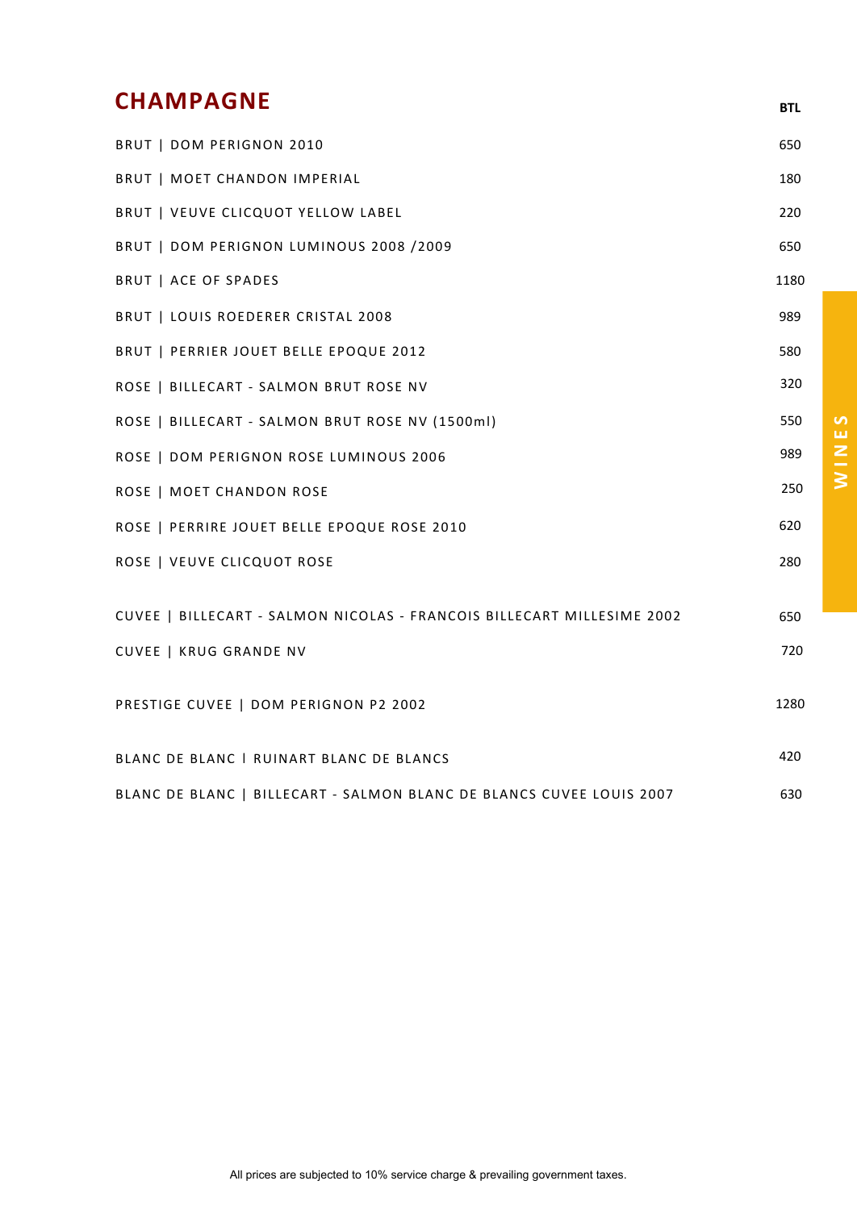## CHAMPAGNE

| | BTL |
|---|---|
| BRUT \| DOM PERIGNON 2010 | 650 |
| BRUT \| MOET CHANDON IMPERIAL | 180 |
| BRUT \| VEUVE CLICQUOT YELLOW LABEL | 220 |
| BRUT \| DOM PERIGNON LUMINOUS 2008 /2009 | 650 |
| BRUT \| ACE OF SPADES | 1180 |
| BRUT \| LOUIS ROEDERER CRISTAL 2008 | 989 |
| BRUT \| PERRIER JOUET BELLE EPOQUE 2012 | 580 |
| ROSE \| BILLECART - SALMON BRUT ROSE NV | 320 |
| ROSE \| BILLECART - SALMON BRUT ROSE NV (1500ml) | 550 |
| ROSE \| DOM PERIGNON ROSE LUMINOUS 2006 | 989 |
| ROSE \| MOET CHANDON ROSE | 250 |
| ROSE \| PERRIRE JOUET BELLE EPOQUE ROSE 2010 | 620 |
| ROSE \| VEUVE CLICQUOT ROSE | 280 |
| CUVEE \| BILLECART - SALMON NICOLAS - FRANCOIS BILLECART MILLESIME 2002 | 650 |
| CUVEE \| KRUG GRANDE NV | 720 |
| PRESTIGE CUVEE \| DOM PERIGNON P2 2002 | 1280 |
| BLANC DE BLANC l RUINART BLANC DE BLANCS | 420 |
| BLANC DE BLANC \| BILLECART - SALMON BLANC DE BLANCS CUVEE LOUIS 2007 | 630 |

WINES

All prices are subjected to 10% service charge & prevailing government taxes.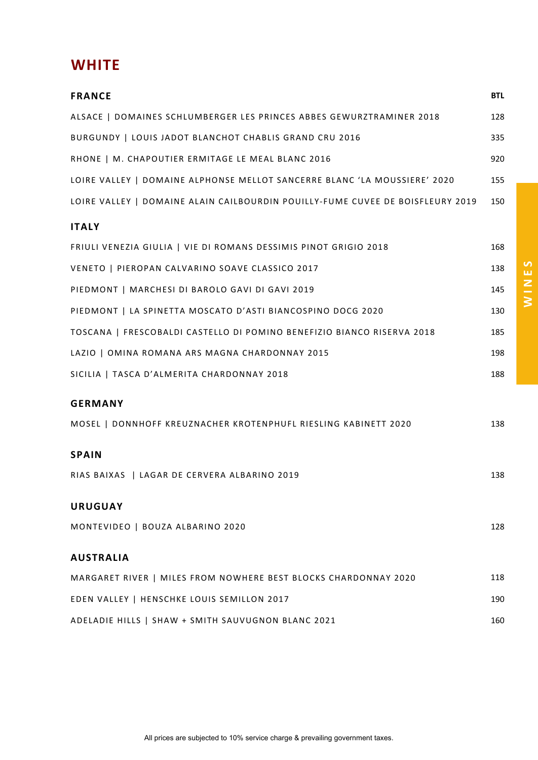# WHITE

## FRANCE

| | BTL |
|---|---|
| ALSACE \| DOMAINES SCHLUMBERGER LES PRINCES ABBES GEWURZTRAMINER 2018 | 128 |
| BURGUNDY \| LOUIS JADOT BLANCHOT CHABLIS GRAND CRU 2016 | 335 |
| RHONE \| M. CHAPOUTIER ERMITAGE LE MEAL BLANC 2016 | 920 |
| LOIRE VALLEY \| DOMAINE ALPHONSE MELLOT SANCERRE BLANC 'LA MOUSSIERE' 2020 | 155 |
| LOIRE VALLEY \| DOMAINE ALAIN CAILBOURDIN POUILLY-FUME CUVEE DE BOISFLEURY 2019 | 150 |

## ITALY

| | |
|---|---|
| FRIULI VENEZIA GIULIA \| VIE DI ROMANS DESSIMIS PINOT GRIGIO 2018 | 168 |
| VENETO \| PIEROPAN CALVARINO SOAVE CLASSICO 2017 | 138 |
| PIEDMONT \| MARCHESI DI BAROLO GAVI DI GAVI 2019 | 145 |
| PIEDMONT \| LA SPINETTA MOSCATO D'ASTI BIANCOSPINO DOCG 2020 | 130 |
| TOSCANA \| FRESCOBALDI CASTELLO DI POMINO BENEFIZIO BIANCO RISERVA 2018 | 185 |
| LAZIO \| OMINA ROMANA ARS MAGNA CHARDONNAY 2015 | 198 |
| SICILIA \| TASCA D'ALMERITA CHARDONNAY 2018 | 188 |

## GERMANY

| | |
|---|---|
| MOSEL \| DONNHOFF KREUZNACHER KROTENPHUFL RIESLING KABINETT 2020 | 138 |

## SPAIN

| | |
|---|---|
| RIAS BAIXAS \| LAGAR DE CERVERA ALBARINO 2019 | 138 |

## URUGUAY

| | |
|---|---|
| MONTEVIDEO \| BOUZA ALBARINO 2020 | 128 |

## AUSTRALIA

| | |
|---|---|
| MARGARET RIVER \| MILES FROM NOWHERE BEST BLOCKS CHARDONNAY 2020 | 118 |
| EDEN VALLEY \| HENSCHKE LOUIS SEMILLON 2017 | 190 |
| ADELADIE HILLS \| SHAW + SMITH SAUVUGNON BLANC 2021 | 160 |

All prices are subjected to 10% service charge & prevailing government taxes.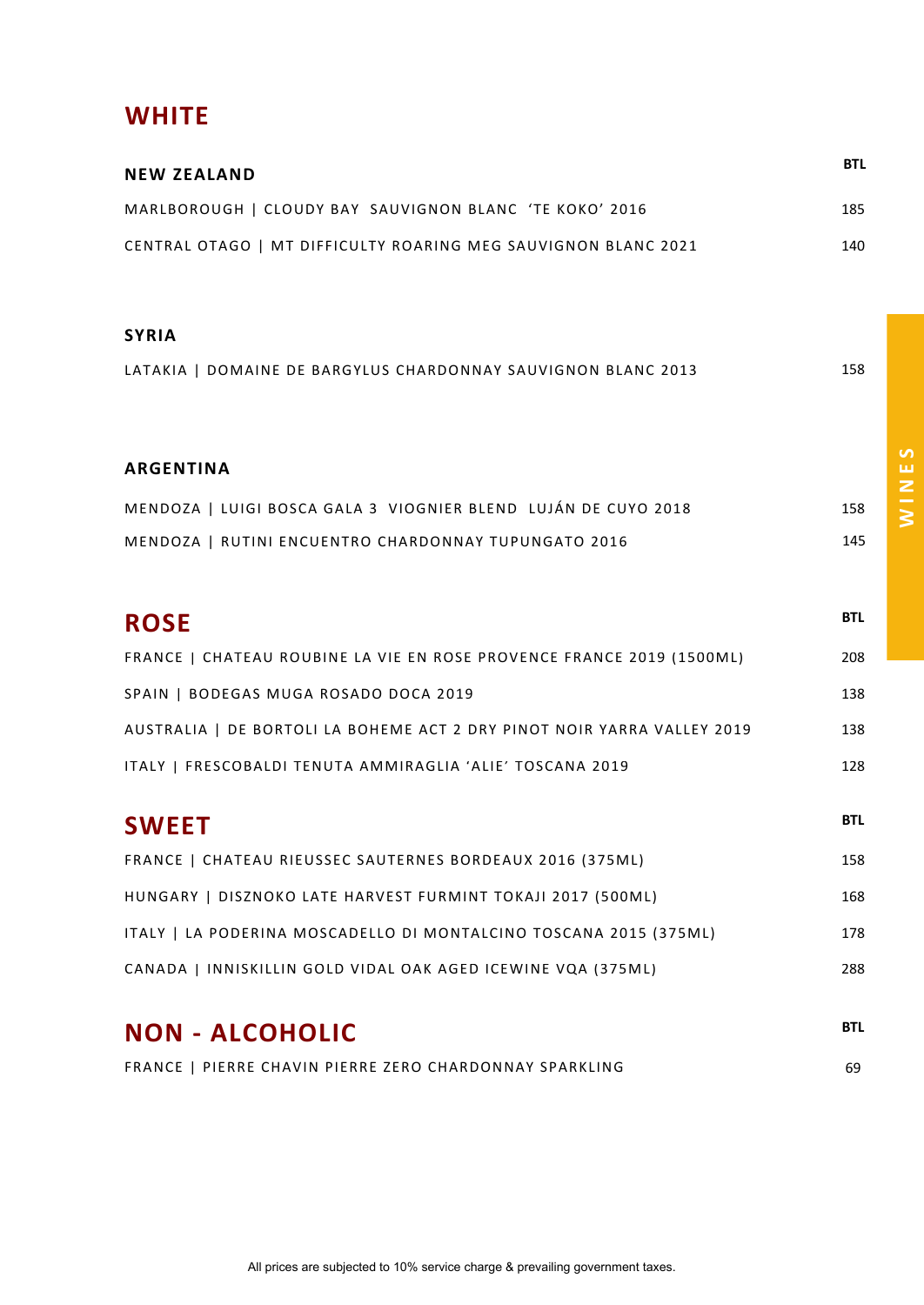# WHITE

| NEW ZEALAND | BTL |
|---|---|
| MARLBOROUGH \| CLOUDY BAY SAUVIGNON BLANC 'TE KOKO' 2016 | 185 |
| CENTRAL OTAGO \| MT DIFFICULTY ROARING MEG SAUVIGNON BLANC 2021 | 140 |

| SYRIA | |
|---|---|
| LATAKIA \| DOMAINE DE BARGYLUS CHARDONNAY SAUVIGNON BLANC 2013 | 158 |

| ARGENTINA | |
|---|---|
| MENDOZA \| LUIGI BOSCA GALA 3 VIOGNIER BLEND LUJÁN DE CUYO 2018 | 158 |
| MENDOZA \| RUTINI ENCUENTRO CHARDONNAY TUPUNGATO 2016 | 145 |

# ROSE

| | BTL |
|---|---|
| FRANCE \| CHATEAU ROUBINE LA VIE EN ROSE PROVENCE FRANCE 2019 (1500ML) | 208 |
| SPAIN \| BODEGAS MUGA ROSADO DOCA 2019 | 138 |
| AUSTRALIA \| DE BORTOLI LA BOHEME ACT 2 DRY PINOT NOIR YARRA VALLEY 2019 | 138 |
| ITALY \| FRESCOBALDI TENUTA AMMIRAGLIA 'ALIE' TOSCANA 2019 | 128 |

# SWEET

| | BTL |
|---|---|
| FRANCE \| CHATEAU RIEUSSEC SAUTERNES BORDEAUX 2016 (375ML) | 158 |
| HUNGARY \| DISZNOKO LATE HARVEST FURMINT TOKAJI 2017 (500ML) | 168 |
| ITALY \| LA PODERINA MOSCADELLO DI MONTALCINO TOSCANA 2015 (375ML) | 178 |
| CANADA \| INNISKILLIN GOLD VIDAL OAK AGED ICEWINE VQA (375ML) | 288 |

# NON - ALCOHOLIC

| | BTL |
|---|---|
| FRANCE \| PIERRE CHAVIN PIERRE ZERO CHARDONNAY SPARKLING | 69 |

All prices are subjected to 10% service charge & prevailing government taxes.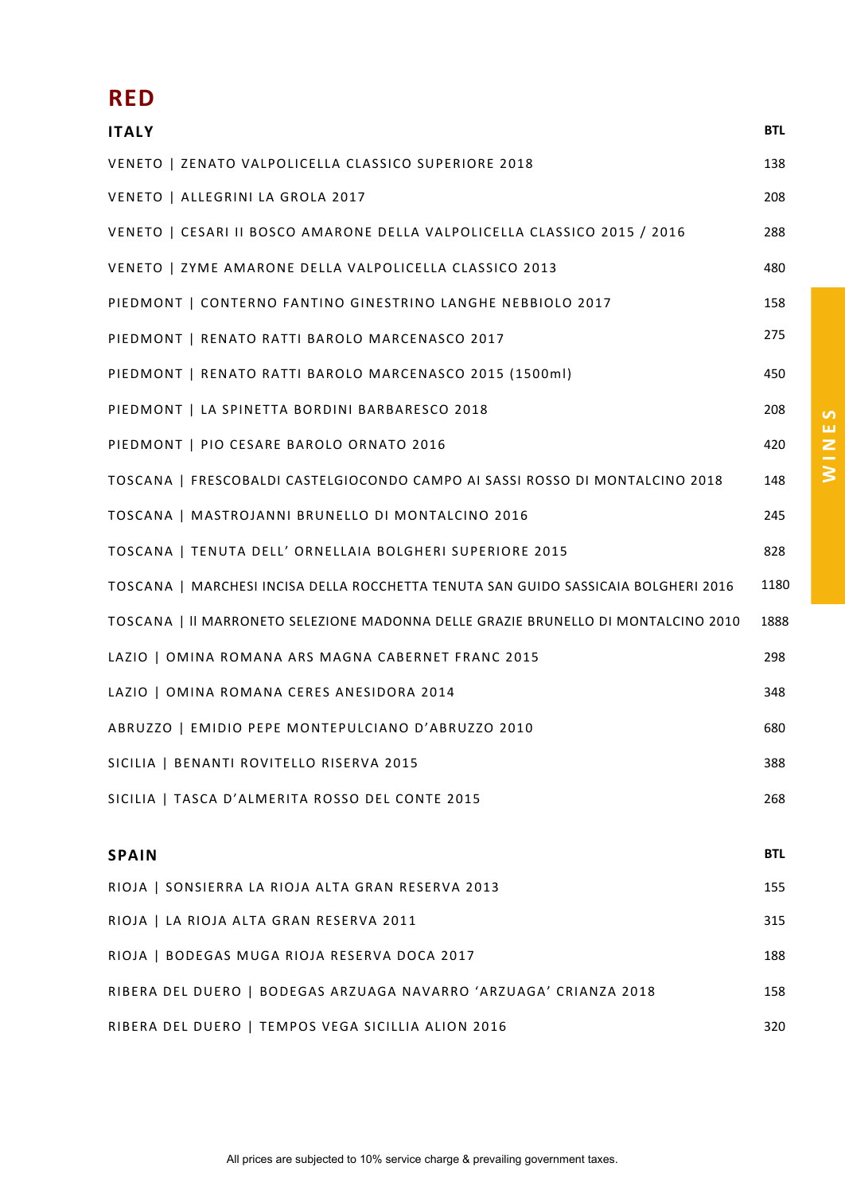# RED

| ITALY | BTL |
|---|---|
| VENETO \| ZENATO VALPOLICELLA CLASSICO SUPERIORE 2018 | 138 |
| VENETO \| ALLEGRINI LA GROLA 2017 | 208 |
| VENETO \| CESARI II BOSCO AMARONE DELLA VALPOLICELLA CLASSICO 2015 / 2016 | 288 |
| VENETO \| ZYME AMARONE DELLA VALPOLICELLA CLASSICO 2013 | 480 |
| PIEDMONT \| CONTERNO FANTINO GINESTRINO LANGHE NEBBIOLO 2017 | 158 |
| PIEDMONT \| RENATO RATTI BAROLO MARCENASCO 2017 | 275 |
| PIEDMONT \| RENATO RATTI BAROLO MARCENASCO 2015 (1500ml) | 450 |
| PIEDMONT \| LA SPINETTA BORDINI BARBARESCO 2018 | 208 |
| PIEDMONT \| PIO CESARE BAROLO ORNATO 2016 | 420 |
| TOSCANA \| FRESCOBALDI CASTELGIOCONDO CAMPO AI SASSI ROSSO DI MONTALCINO 2018 | 148 |
| TOSCANA \| MASTROJANNI BRUNELLO DI MONTALCINO 2016 | 245 |
| TOSCANA \| TENUTA DELL' ORNELLAIA BOLGHERI SUPERIORE 2015 | 828 |
| TOSCANA \| MARCHESI INCISA DELLA ROCCHETTA TENUTA SAN GUIDO SASSICAIA BOLGHERI 2016 | 1180 |
| TOSCANA \| Il MARRONETO SELEZIONE MADONNA DELLE GRAZIE BRUNELLO DI MONTALCINO 2010 | 1888 |
| LAZIO \| OMINA ROMANA ARS MAGNA CABERNET FRANC 2015 | 298 |
| LAZIO \| OMINA ROMANA CERES ANESIDORA 2014 | 348 |
| ABRUZZO \| EMIDIO PEPE MONTEPULCIANO D'ABRUZZO 2010 | 680 |
| SICILIA \| BENANTI ROVITELLO RISERVA 2015 | 388 |
| SICILIA \| TASCA D'ALMERITA ROSSO DEL CONTE 2015 | 268 |

| SPAIN | BTL |
|---|---|
| RIOJA \| SONSIERRA LA RIOJA ALTA GRAN RESERVA 2013 | 155 |
| RIOJA \| LA RIOJA ALTA GRAN RESERVA 2011 | 315 |
| RIOJA \| BODEGAS MUGA RIOJA RESERVA DOCA 2017 | 188 |
| RIBERA DEL DUERO \| BODEGAS ARZUAGA NAVARRO 'ARZUAGA' CRIANZA 2018 | 158 |
| RIBERA DEL DUERO \| TEMPOS VEGA SICILLIA ALION 2016 | 320 |

All prices are subjected to 10% service charge & prevailing government taxes.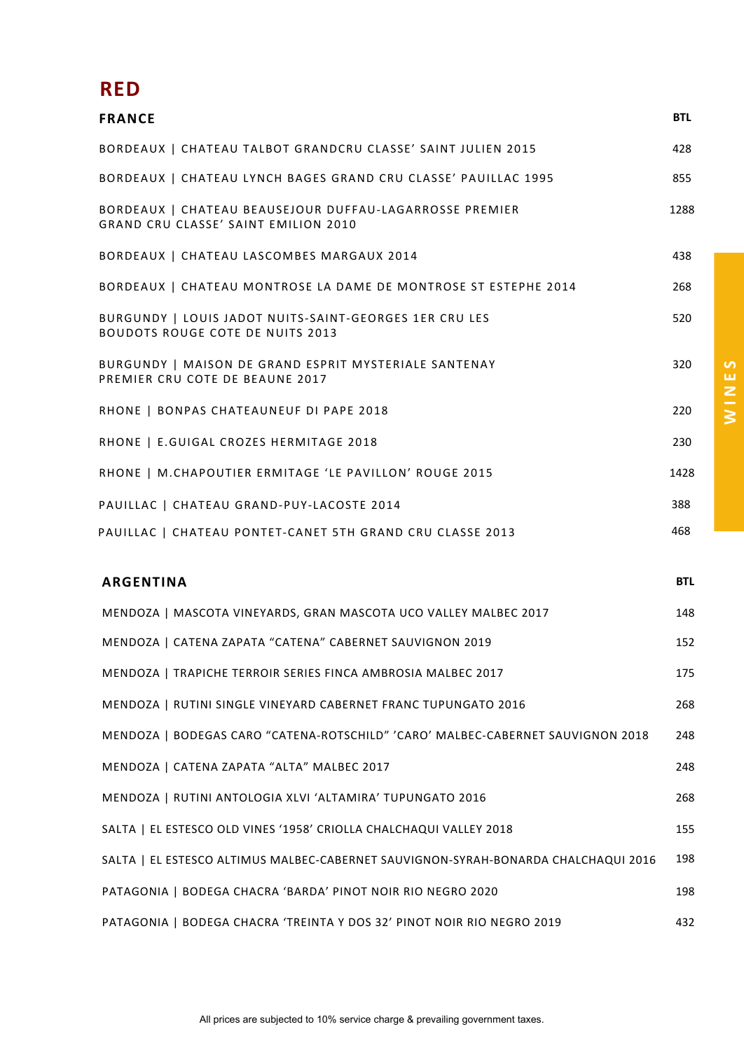# RED

| FRANCE | BTL |
|---|---|
| BORDEAUX \| CHATEAU TALBOT GRANDCRU CLASSE' SAINT JULIEN 2015 | 428 |
| BORDEAUX \| CHATEAU LYNCH BAGES GRAND CRU CLASSE' PAUILLAC 1995 | 855 |
| BORDEAUX \| CHATEAU BEAUSEJOUR DUFFAU-LAGARROSSE PREMIER GRAND CRU CLASSE' SAINT EMILION 2010 | 1288 |
| BORDEAUX \| CHATEAU LASCOMBES MARGAUX 2014 | 438 |
| BORDEAUX \| CHATEAU MONTROSE LA DAME DE MONTROSE ST ESTEPHE 2014 | 268 |
| BURGUNDY \| LOUIS JADOT NUITS-SAINT-GEORGES 1ER CRU LES BOUDOTS ROUGE COTE DE NUITS 2013 | 520 |
| BURGUNDY \| MAISON DE GRAND ESPRIT MYSTERIALE SANTENAY PREMIER CRU COTE DE BEAUNE 2017 | 320 |
| RHONE \| BONPAS CHATEAUNEUF DI PAPE 2018 | 220 |
| RHONE \| E.GUIGAL CROZES HERMITAGE 2018 | 230 |
| RHONE \| M.CHAPOUTIER ERMITAGE 'LE PAVILLON' ROUGE 2015 | 1428 |
| PAUILLAC \| CHATEAU GRAND-PUY-LACOSTE 2014 | 388 |
| PAUILLAC \| CHATEAU PONTET-CANET 5TH GRAND CRU CLASSE 2013 | 468 |

| ARGENTINA | BTL |
|---|---|
| MENDOZA \| MASCOTA VINEYARDS, GRAN MASCOTA UCO VALLEY MALBEC 2017 | 148 |
| MENDOZA \| CATENA ZAPATA "CATENA" CABERNET SAUVIGNON 2019 | 152 |
| MENDOZA \| TRAPICHE TERROIR SERIES FINCA AMBROSIA MALBEC 2017 | 175 |
| MENDOZA \| RUTINI SINGLE VINEYARD CABERNET FRANC TUPUNGATO 2016 | 268 |
| MENDOZA \| BODEGAS CARO "CATENA-ROTSCHILD" 'CARO' MALBEC-CABERNET SAUVIGNON 2018 | 248 |
| MENDOZA \| CATENA ZAPATA "ALTA" MALBEC 2017 | 248 |
| MENDOZA \| RUTINI ANTOLOGIA XLVI 'ALTAMIRA' TUPUNGATO 2016 | 268 |
| SALTA \| EL ESTESCO OLD VINES '1958' CRIOLLA CHALCHAQUI VALLEY 2018 | 155 |
| SALTA \| EL ESTESCO ALTIMUS MALBEC-CABERNET SAUVIGNON-SYRAH-BONARDA CHALCHAQUI 2016 | 198 |
| PATAGONIA \| BODEGA CHACRA 'BARDA' PINOT NOIR RIO NEGRO 2020 | 198 |
| PATAGONIA \| BODEGA CHACRA 'TREINTA Y DOS 32' PINOT NOIR RIO NEGRO 2019 | 432 |

All prices are subjected to 10% service charge & prevailing government taxes.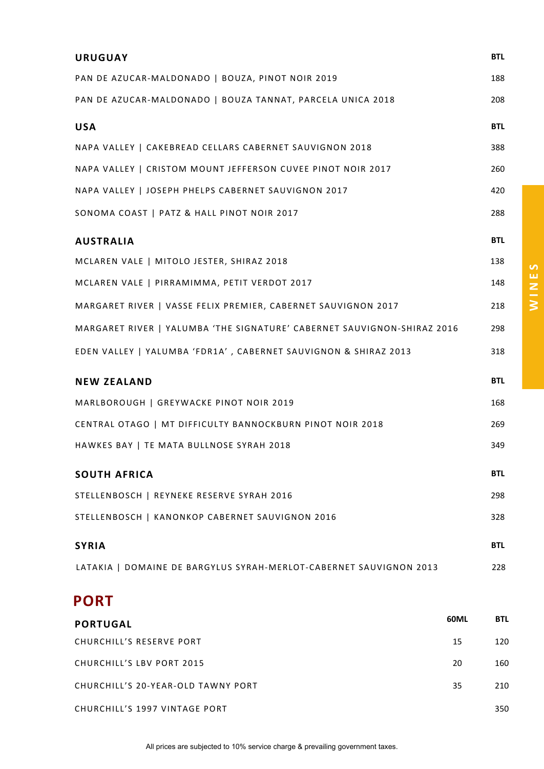| URUGUAY | BTL |
|---|---|
| PAN DE AZUCAR-MALDONADO \| BOUZA, PINOT NOIR 2019 | 188 |
| PAN DE AZUCAR-MALDONADO \| BOUZA TANNAT, PARCELA UNICA 2018 | 208 |

| USA | BTL |
|---|---|
| NAPA VALLEY \| CAKEBREAD CELLARS CABERNET SAUVIGNON 2018 | 388 |
| NAPA VALLEY \| CRISTOM MOUNT JEFFERSON CUVEE PINOT NOIR 2017 | 260 |
| NAPA VALLEY \| JOSEPH PHELPS CABERNET SAUVIGNON 2017 | 420 |
| SONOMA COAST \| PATZ & HALL PINOT NOIR 2017 | 288 |

| AUSTRALIA | BTL |
|---|---|
| MCLAREN VALE \| MITOLO JESTER, SHIRAZ 2018 | 138 |
| MCLAREN VALE \| PIRRAMIMMA, PETIT VERDOT 2017 | 148 |
| MARGARET RIVER \| VASSE FELIX PREMIER, CABERNET SAUVIGNON 2017 | 218 |
| MARGARET RIVER \| YALUMBA 'THE SIGNATURE' CABERNET SAUVIGNON-SHIRAZ 2016 | 298 |
| EDEN VALLEY \| YALUMBA 'FDR1A' , CABERNET SAUVIGNON & SHIRAZ 2013 | 318 |

| NEW ZEALAND | BTL |
|---|---|
| MARLBOROUGH \| GREYWACKE PINOT NOIR 2019 | 168 |
| CENTRAL OTAGO \| MT DIFFICULTY BANNOCKBURN PINOT NOIR 2018 | 269 |
| HAWKES BAY \| TE MATA BULLNOSE SYRAH 2018 | 349 |

| SOUTH AFRICA | BTL |
|---|---|
| STELLENBOSCH \| REYNEKE RESERVE SYRAH 2016 | 298 |
| STELLENBOSCH \| KANONKOP CABERNET SAUVIGNON 2016 | 328 |

| SYRIA | BTL |
|---|---|
| LATAKIA \| DOMAINE DE BARGYLUS SYRAH-MERLOT-CABERNET SAUVIGNON 2013 | 228 |

# PORT

| PORTUGAL | 60ML | BTL |
|---|---|---|
| CHURCHILL'S RESERVE PORT | 15 | 120 |
| CHURCHILL'S LBV PORT 2015 | 20 | 160 |
| CHURCHILL'S 20-YEAR-OLD TAWNY PORT | 35 | 210 |
| CHURCHILL'S 1997 VINTAGE PORT | | 350 |

All prices are subjected to 10% service charge & prevailing government taxes.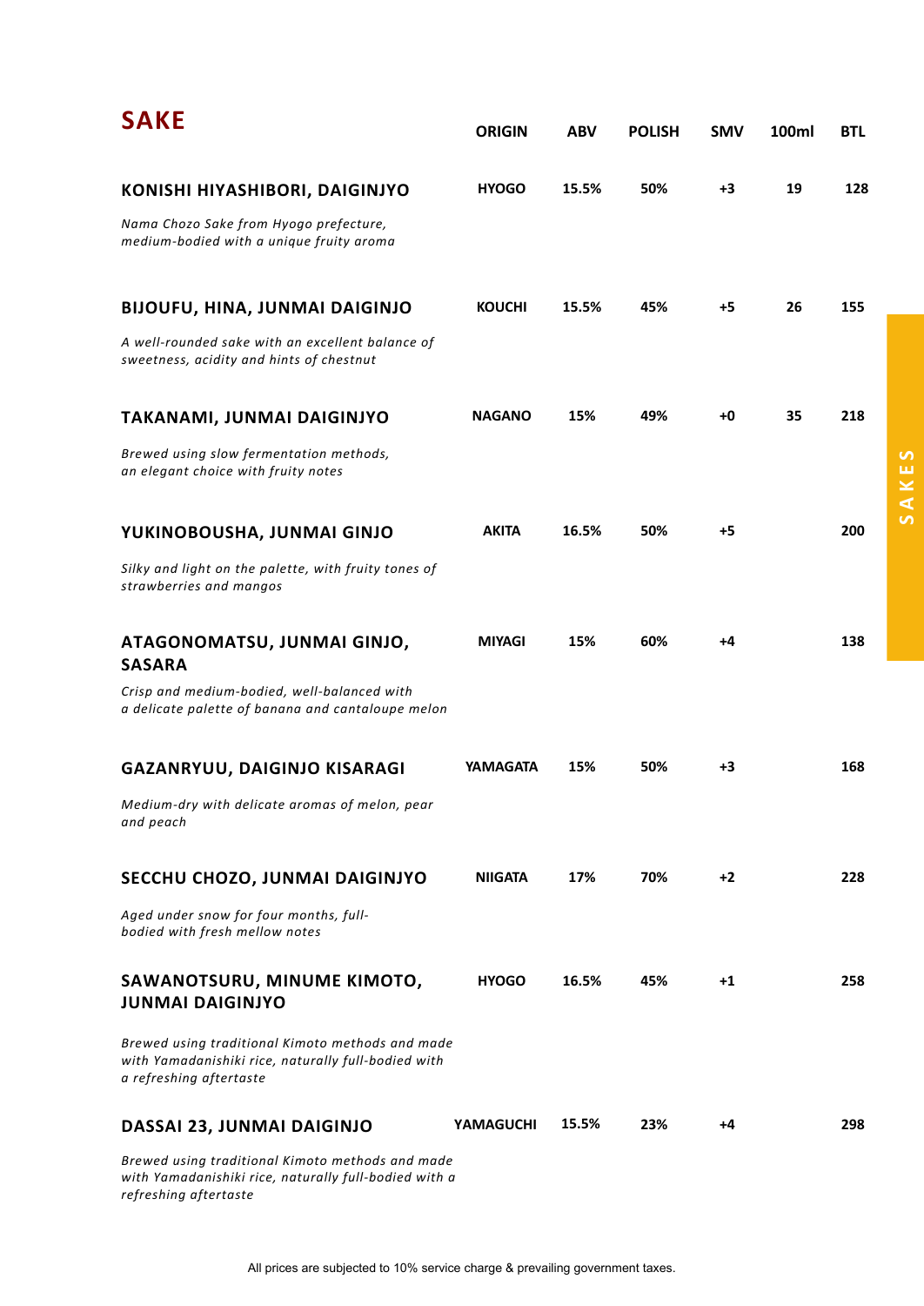# SAKE

| | ORIGIN | ABV | POLISH | SMV | 100ml | BTL |
|---|---|---|---|---|---|---|
| **KONISHI HIYASHIBORI, DAIGINJYO**<br>*Nama Chozo Sake from Hyogo prefecture, medium-bodied with a unique fruity aroma* | HYOGO | 15.5% | 50% | +3 | 19 | 128 |
| **BIJOUFU, HINA, JUNMAI DAIGINJO**<br>*A well-rounded sake with an excellent balance of sweetness, acidity and hints of chestnut* | KOUCHI | 15.5% | 45% | +5 | 26 | 155 |
| **TAKANAMI, JUNMAI DAIGINJYO**<br>*Brewed using slow fermentation methods, an elegant choice with fruity notes* | NAGANO | 15% | 49% | +0 | 35 | 218 |
| **YUKINOBOUSHA, JUNMAI GINJO**<br>*Silky and light on the palette, with fruity tones of strawberries and mangos* | AKITA | 16.5% | 50% | +5 | | 200 |
| **ATAGONOMATSU, JUNMAI GINJO, SASARA**<br>*Crisp and medium-bodied, well-balanced with a delicate palette of banana and cantaloupe melon* | MIYAGI | 15% | 60% | +4 | | 138 |
| **GAZANRYUU, DAIGINJO KISARAGI**<br>*Medium-dry with delicate aromas of melon, pear and peach* | YAMAGATA | 15% | 50% | +3 | | 168 |
| **SECCHU CHOZO, JUNMAI DAIGINJYO**<br>*Aged under snow for four months, full-bodied with fresh mellow notes* | NIIGATA | 17% | 70% | +2 | | 228 |
| **SAWANOTSURU, MINUME KIMOTO, JUNMAI DAIGINJYO**<br>*Brewed using traditional Kimoto methods and made with Yamadanishiki rice, naturally full-bodied with a refreshing aftertaste* | HYOGO | 16.5% | 45% | +1 | | 258 |
| **DASSAI 23, JUNMAI DAIGINJO**<br>*Brewed using traditional Kimoto methods and made with Yamadanishiki rice, naturally full-bodied with a refreshing aftertaste* | YAMAGUCHI | 15.5% | 23% | +4 | | 298 |

SAKES

All prices are subjected to 10% service charge & prevailing government taxes.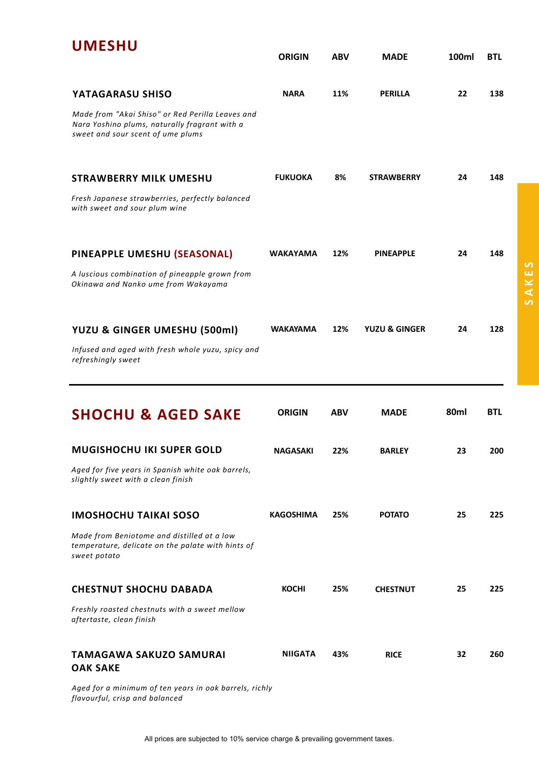## UMESHU

| | ORIGIN | ABV | MADE | 100ml | BTL |
|---|---|---|---|---|---|
| **YATAGARASU SHISO**<br>*Made from "Akai Shiso" or Red Perilla Leaves and Nara Yoshino plums, naturally fragrant with a sweet and sour scent of ume plums* | NARA | 11% | PERILLA | 22 | 138 |
| **STRAWBERRY MILK UMESHU**<br>*Fresh Japanese strawberries, perfectly balanced with sweet and sour plum wine* | FUKUOKA | 8% | STRAWBERRY | 24 | 148 |
| **PINEAPPLE UMESHU (SEASONAL)**<br>*A luscious combination of pineapple grown from Okinawa and Nanko ume from Wakayama* | WAKAYAMA | 12% | PINEAPPLE | 24 | 148 |
| **YUZU & GINGER UMESHU (500ml)**<br>*Infused and aged with fresh whole yuzu, spicy and refreshingly sweet* | WAKAYAMA | 12% | YUZU & GINGER | 24 | 128 |

## SHOCHU & AGED SAKE

| | ORIGIN | ABV | MADE | 80ml | BTL |
|---|---|---|---|---|---|
| **MUGISHOCHU IKI SUPER GOLD**<br>*Aged for five years in Spanish white oak barrels, slightly sweet with a clean finish* | NAGASAKI | 22% | BARLEY | 23 | 200 |
| **IMOSHOCHU TAIKAI SOSO**<br>*Made from Beniotome and distilled at a low temperature, delicate on the palate with hints of sweet potato* | KAGOSHIMA | 25% | POTATO | 25 | 225 |
| **CHESTNUT SHOCHU DABADA**<br>*Freshly roasted chestnuts with a sweet mellow aftertaste, clean finish* | KOCHI | 25% | CHESTNUT | 25 | 225 |
| **TAMAGAWA SAKUZO SAMURAI OAK SAKE**<br>*Aged for a minimum of ten years in oak barrels, richly flavourful, crisp and balanced* | NIIGATA | 43% | RICE | 32 | 260 |

All prices are subjected to 10% service charge & prevailing government taxes.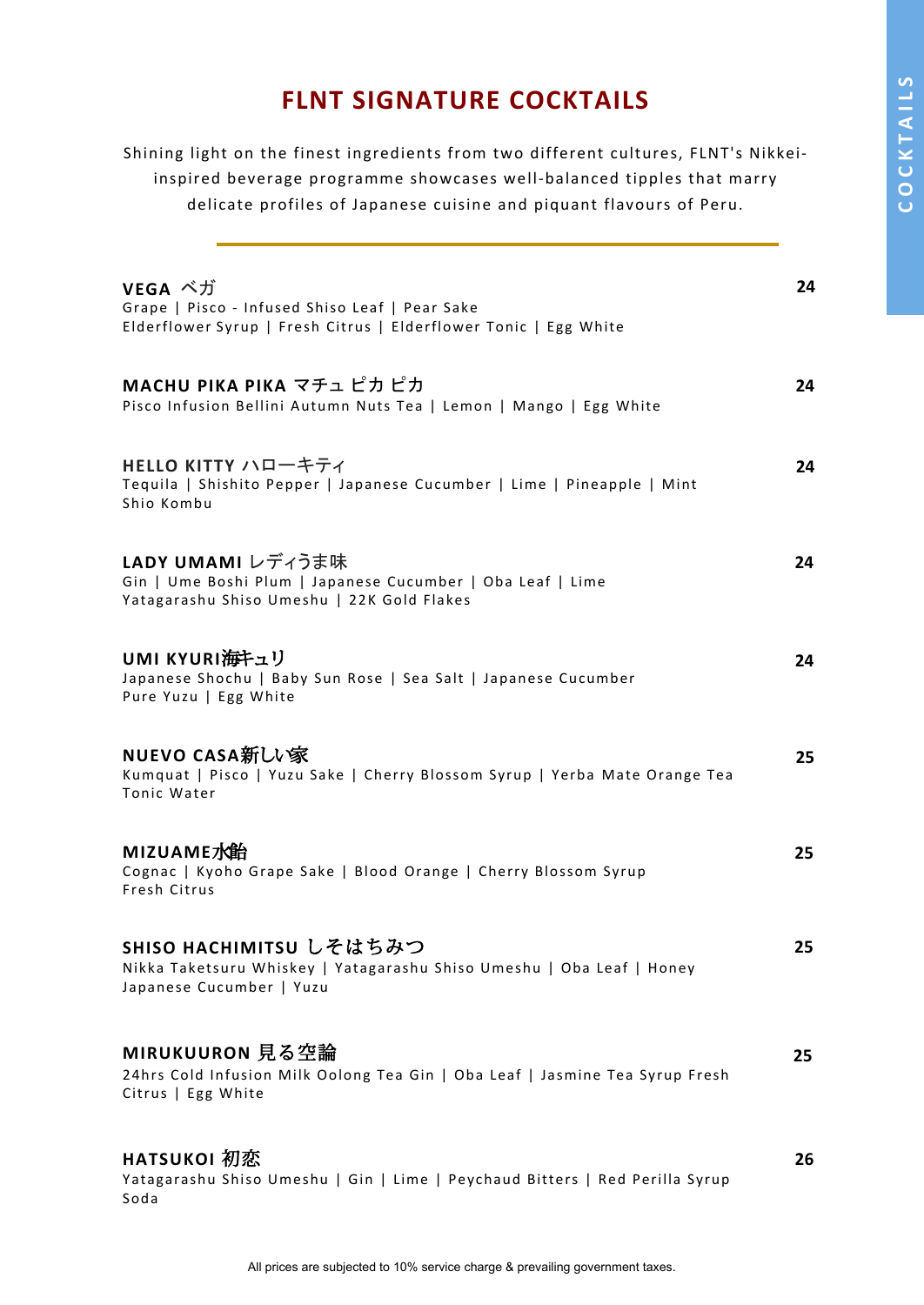# FLNT SIGNATURE COCKTAILS

Shining light on the finest ingredients from two different cultures, FLNT's Nikkei-inspired beverage programme showcases well-balanced tipples that marry delicate profiles of Japanese cuisine and piquant flavours of Peru.

---

**VEGA ベガ** — 24
Grape | Pisco - Infused Shiso Leaf | Pear Sake
Elderflower Syrup | Fresh Citrus | Elderflower Tonic | Egg White

**MACHU PIKA PIKA マチュ ピカ ピカ** — 24
Pisco Infusion Bellini Autumn Nuts Tea | Lemon | Mango | Egg White

**HELLO KITTY ハローキティ** — 24
Tequila | Shishito Pepper | Japanese Cucumber | Lime | Pineapple | Mint
Shio Kombu

**LADY UMAMI レディうま味** — 24
Gin | Ume Boshi Plum | Japanese Cucumber | Oba Leaf | Lime
Yatagarashu Shiso Umeshu | 22K Gold Flakes

**UMI KYURI海キュリ** — 24
Japanese Shochu | Baby Sun Rose | Sea Salt | Japanese Cucumber
Pure Yuzu | Egg White

**NUEVO CASA新しい家** — 25
Kumquat | Pisco | Yuzu Sake | Cherry Blossom Syrup | Yerba Mate Orange Tea
Tonic Water

**MIZUAME水飴** — 25
Cognac | Kyoho Grape Sake | Blood Orange | Cherry Blossom Syrup
Fresh Citrus

**SHISO HACHIMITSU しそはちみつ** — 25
Nikka Taketsuru Whiskey | Yatagarashu Shiso Umeshu | Oba Leaf | Honey
Japanese Cucumber | Yuzu

**MIRUKUURON 見る空論** — 25
24hrs Cold Infusion Milk Oolong Tea Gin | Oba Leaf | Jasmine Tea Syrup Fresh
Citrus | Egg White

**HATSUKOI 初恋** — 26
Yatagarashu Shiso Umeshu | Gin | Lime | Peychaud Bitters | Red Perilla Syrup
Soda

All prices are subjected to 10% service charge & prevailing government taxes.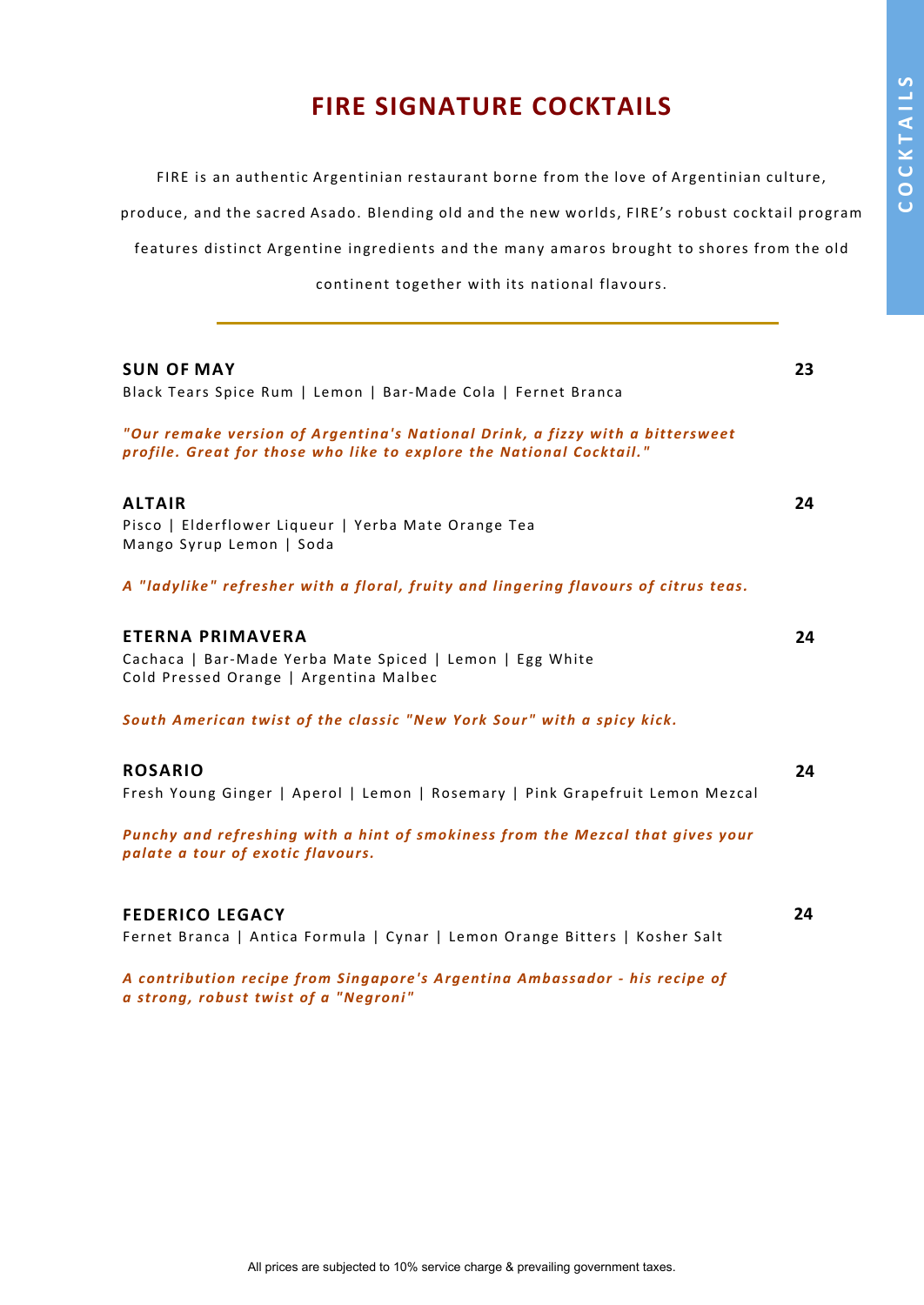# FIRE SIGNATURE COCKTAILS

FIRE is an authentic Argentinian restaurant borne from the love of Argentinian culture, produce, and the sacred Asado. Blending old and the new worlds, FIRE's robust cocktail program features distinct Argentine ingredients and the many amaros brought to shores from the old continent together with its national flavours.

---

**SUN OF MAY** **23**

Black Tears Spice Rum | Lemon | Bar-Made Cola | Fernet Branca

*"Our remake version of Argentina's National Drink, a fizzy with a bittersweet profile. Great for those who like to explore the National Cocktail."*

**ALTAIR** **24**

Pisco | Elderflower Liqueur | Yerba Mate Orange Tea
Mango Syrup Lemon | Soda

*A "ladylike" refresher with a floral, fruity and lingering flavours of citrus teas.*

**ETERNA PRIMAVERA** **24**

Cachaca | Bar-Made Yerba Mate Spiced | Lemon | Egg White
Cold Pressed Orange | Argentina Malbec

*South American twist of the classic "New York Sour" with a spicy kick.*

**ROSARIO** **24**

Fresh Young Ginger | Aperol | Lemon | Rosemary | Pink Grapefruit Lemon Mezcal

*Punchy and refreshing with a hint of smokiness from the Mezcal that gives your palate a tour of exotic flavours.*

**FEDERICO LEGACY** **24**

Fernet Branca | Antica Formula | Cynar | Lemon Orange Bitters | Kosher Salt

*A contribution recipe from Singapore's Argentina Ambassador - his recipe of a strong, robust twist of a "Negroni"*

All prices are subjected to 10% service charge & prevailing government taxes.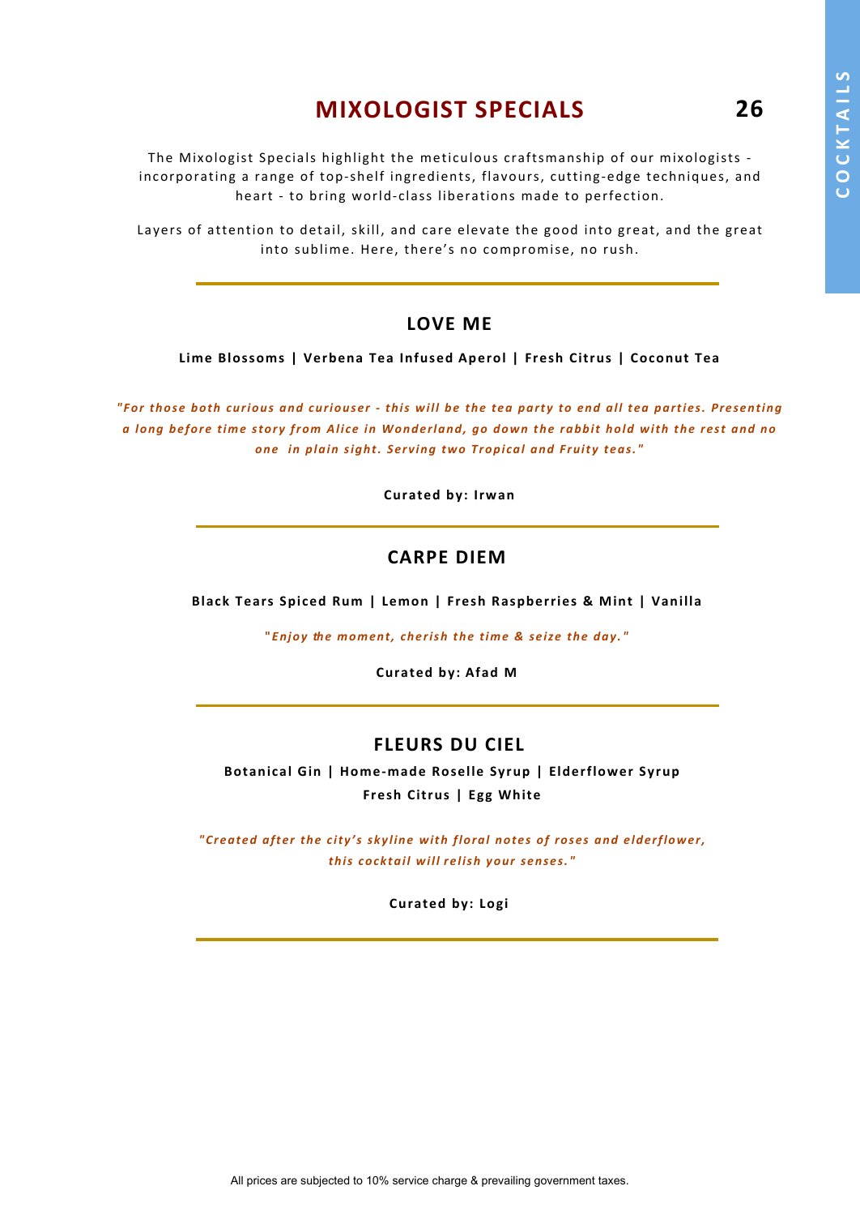# MIXOLOGIST SPECIALS

The Mixologist Specials highlight the meticulous craftsmanship of our mixologists - incorporating a range of top-shelf ingredients, flavours, cutting-edge techniques, and heart - to bring world-class liberations made to perfection.

Layers of attention to detail, skill, and care elevate the good into great, and the great into sublime. Here, there's no compromise, no rush.

---

## LOVE ME

**Lime Blossoms | Verbena Tea Infused Aperol | Fresh Citrus | Coconut Tea**

*"For those both curious and curiouser - this will be the tea party to end all tea parties. Presenting a long before time story from Alice in Wonderland, go down the rabbit hold with the rest and no one in plain sight. Serving two Tropical and Fruity teas."*

**Curated by: Irwan**

---

## CARPE DIEM

**Black Tears Spiced Rum | Lemon | Fresh Raspberries & Mint | Vanilla**

*"Enjoy the moment, cherish the time & seize the day."*

**Curated by: Afad M**

---

## FLEURS DU CIEL

**Botanical Gin | Home-made Roselle Syrup | Elderflower Syrup**
**Fresh Citrus | Egg White**

*"Created after the city's skyline with floral notes of roses and elderflower, this cocktail will relish your senses."*

**Curated by: Logi**

---

All prices are subjected to 10% service charge & prevailing government taxes.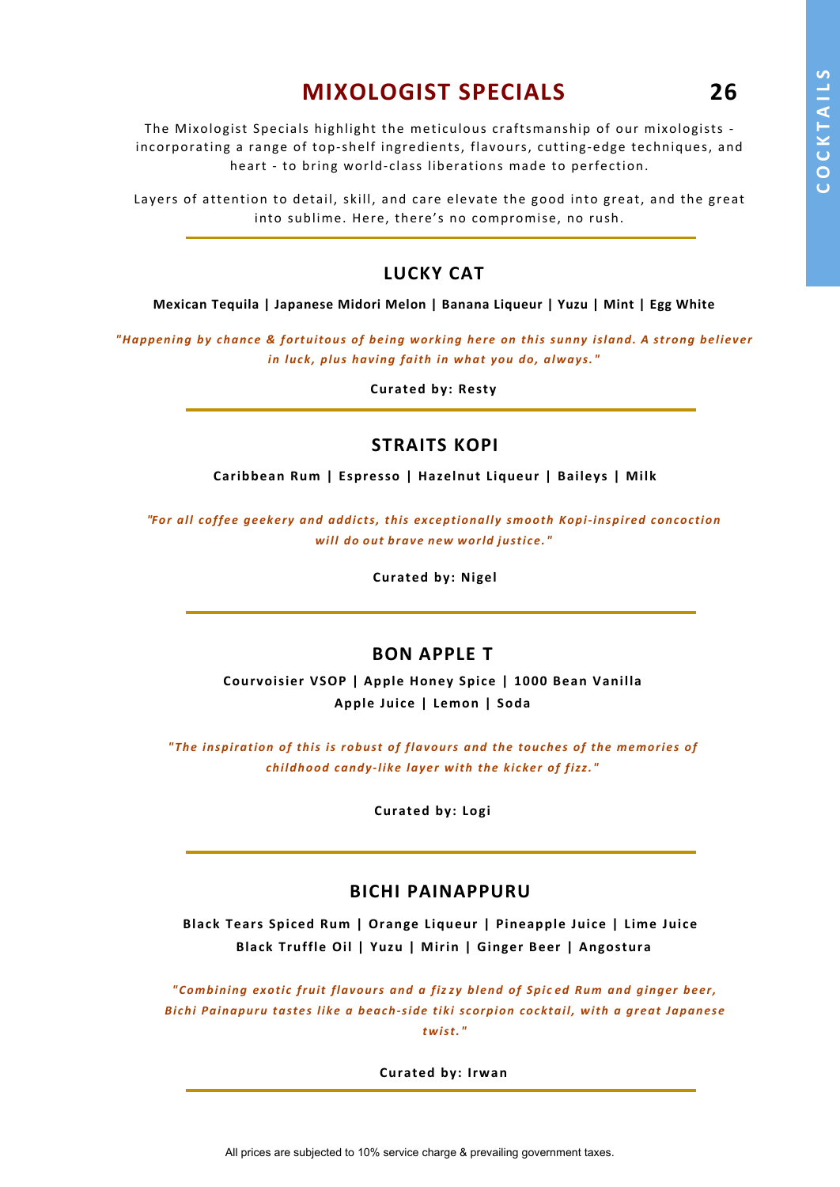## MIXOLOGIST SPECIALS **26**

The Mixologist Specials highlight the meticulous craftsmanship of our mixologists - incorporating a range of top-shelf ingredients, flavours, cutting-edge techniques, and heart - to bring world-class liberations made to perfection.

Layers of attention to detail, skill, and care elevate the good into great, and the great into sublime. Here, there's no compromise, no rush.

---

### LUCKY CAT

**Mexican Tequila | Japanese Midori Melon | Banana Liqueur | Yuzu | Mint | Egg White**

*"Happening by chance & fortuitous of being working here on this sunny island. A strong believer in luck, plus having faith in what you do, always."*

**Curated by: Resty**

---

### STRAITS KOPI

**Caribbean Rum | Espresso | Hazelnut Liqueur | Baileys | Milk**

*"For all coffee geekery and addicts, this exceptionally smooth Kopi-inspired concoction will do out brave new world justice."*

**Curated by: Nigel**

---

### BON APPLE T

**Courvoisier VSOP | Apple Honey Spice | 1000 Bean Vanilla**
**Apple Juice | Lemon | Soda**

*"The inspiration of this is robust of flavours and the touches of the memories of childhood candy-like layer with the kicker of fizz."*

**Curated by: Logi**

---

### BICHI PAINAPPURU

**Black Tears Spiced Rum | Orange Liqueur | Pineapple Juice | Lime Juice**
**Black Truffle Oil | Yuzu | Mirin | Ginger Beer | Angostura**

*"Combining exotic fruit flavours and a fizzy blend of Spiced Rum and ginger beer, Bichi Painapuru tastes like a beach-side tiki scorpion cocktail, with a great Japanese twist."*

**Curated by: Irwan**

---

All prices are subjected to 10% service charge & prevailing government taxes.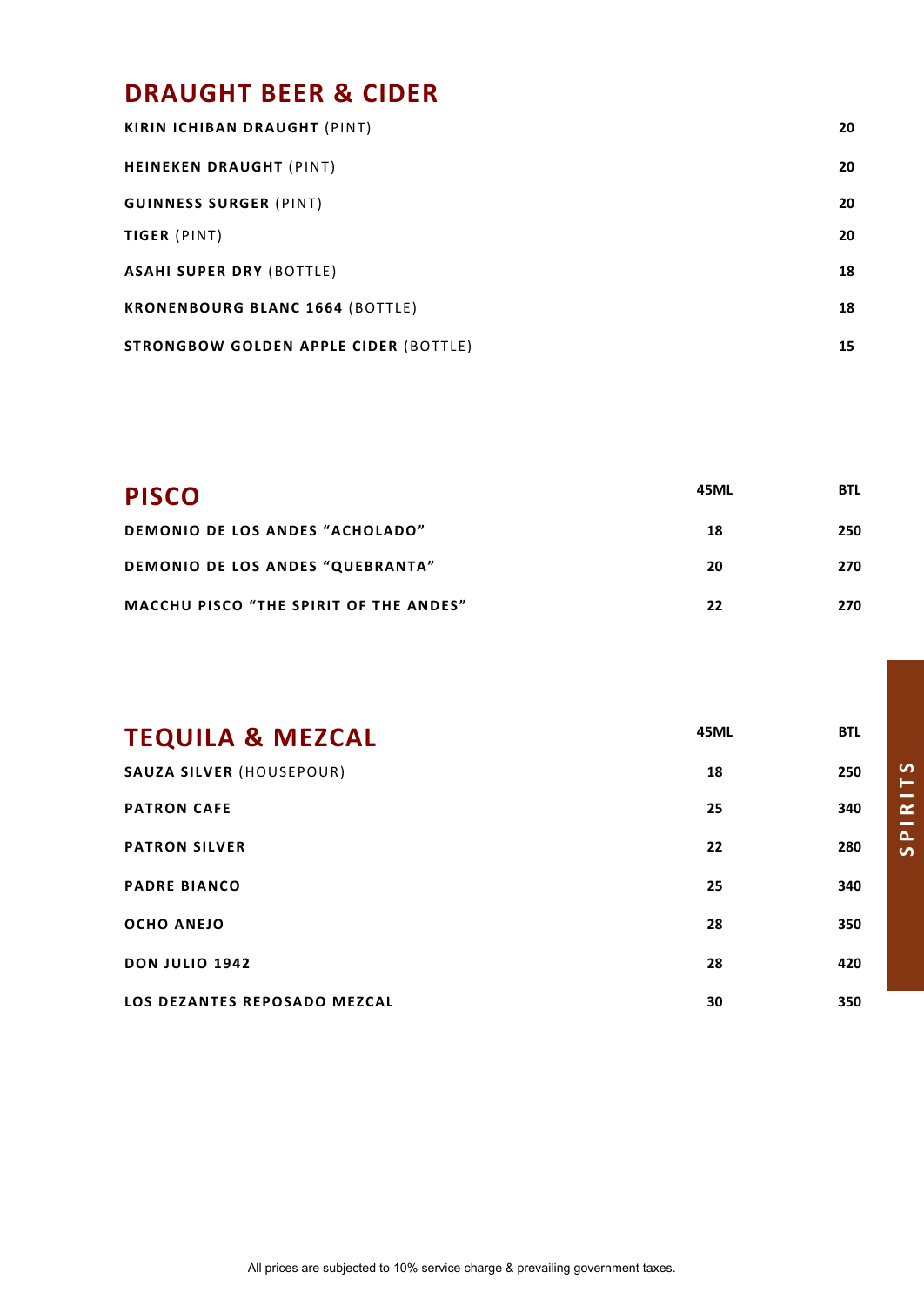## DRAUGHT BEER & CIDER

| | |
|---|---|
| **KIRIN ICHIBAN DRAUGHT** (PINT) | 20 |
| **HEINEKEN DRAUGHT** (PINT) | 20 |
| **GUINNESS SURGER** (PINT) | 20 |
| **TIGER** (PINT) | 20 |
| **ASAHI SUPER DRY** (BOTTLE) | 18 |
| **KRONENBOURG BLANC 1664** (BOTTLE) | 18 |
| **STRONGBOW GOLDEN APPLE CIDER** (BOTTLE) | 15 |

## PISCO

| | 45ML | BTL |
|---|---|---|
| **DEMONIO DE LOS ANDES “ACHOLADO”** | 18 | 250 |
| **DEMONIO DE LOS ANDES “QUEBRANTA”** | 20 | 270 |
| **MACCHU PISCO “THE SPIRIT OF THE ANDES”** | 22 | 270 |

## TEQUILA & MEZCAL

| | 45ML | BTL |
|---|---|---|
| **SAUZA SILVER** (HOUSEPOUR) | 18 | 250 |
| **PATRON CAFE** | 25 | 340 |
| **PATRON SILVER** | 22 | 280 |
| **PADRE BIANCO** | 25 | 340 |
| **OCHO ANEJO** | 28 | 350 |
| **DON JULIO 1942** | 28 | 420 |
| **LOS DEZANTES REPOSADO MEZCAL** | 30 | 350 |

SPIRITS

All prices are subjected to 10% service charge & prevailing government taxes.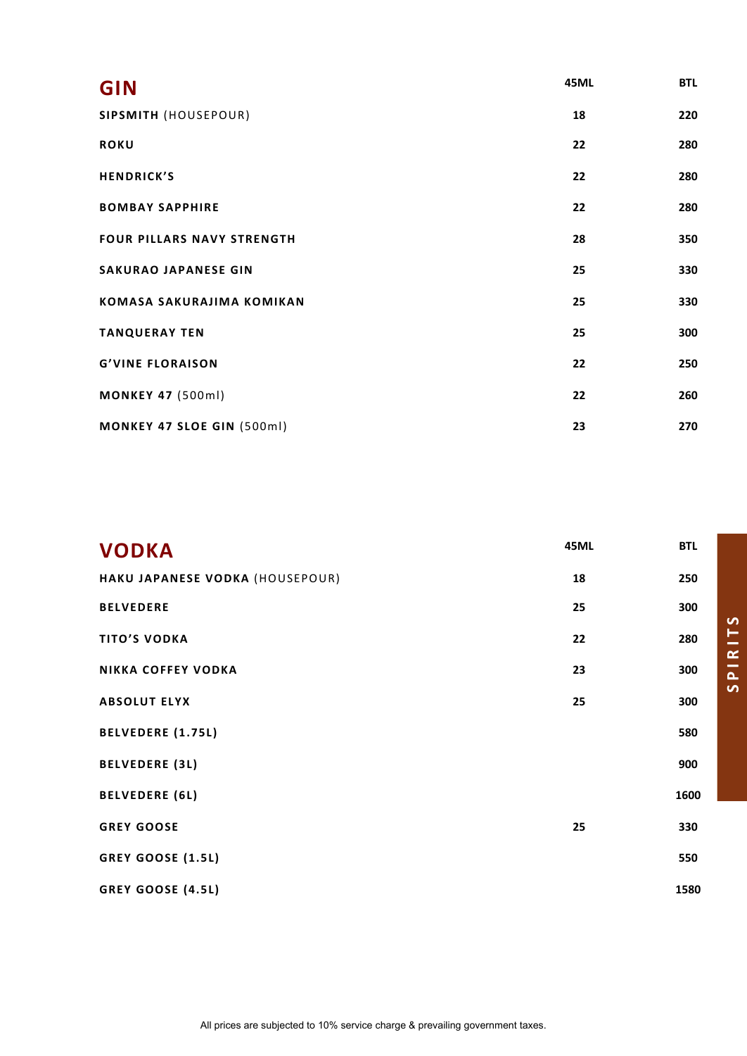## GIN

| | 45ML | BTL |
|---|---|---|
| **SIPSMITH** (HOUSEPOUR) | 18 | 220 |
| **ROKU** | 22 | 280 |
| **HENDRICK'S** | 22 | 280 |
| **BOMBAY SAPPHIRE** | 22 | 280 |
| **FOUR PILLARS NAVY STRENGTH** | 28 | 350 |
| **SAKURAO JAPANESE GIN** | 25 | 330 |
| **KOMASA SAKURAJIMA KOMIKAN** | 25 | 330 |
| **TANQUERAY TEN** | 25 | 300 |
| **G'VINE FLORAISON** | 22 | 250 |
| **MONKEY 47** (500ml) | 22 | 260 |
| **MONKEY 47 SLOE GIN** (500ml) | 23 | 270 |

## VODKA

| | 45ML | BTL |
|---|---|---|
| **HAKU JAPANESE VODKA** (HOUSEPOUR) | 18 | 250 |
| **BELVEDERE** | 25 | 300 |
| **TITO'S VODKA** | 22 | 280 |
| **NIKKA COFFEY VODKA** | 23 | 300 |
| **ABSOLUT ELYX** | 25 | 300 |
| **BELVEDERE (1.75L)** | | 580 |
| **BELVEDERE (3L)** | | 900 |
| **BELVEDERE (6L)** | | 1600 |
| **GREY GOOSE** | 25 | 330 |
| **GREY GOOSE (1.5L)** | | 550 |
| **GREY GOOSE (4.5L)** | | 1580 |

SPIRITS

All prices are subjected to 10% service charge & prevailing government taxes.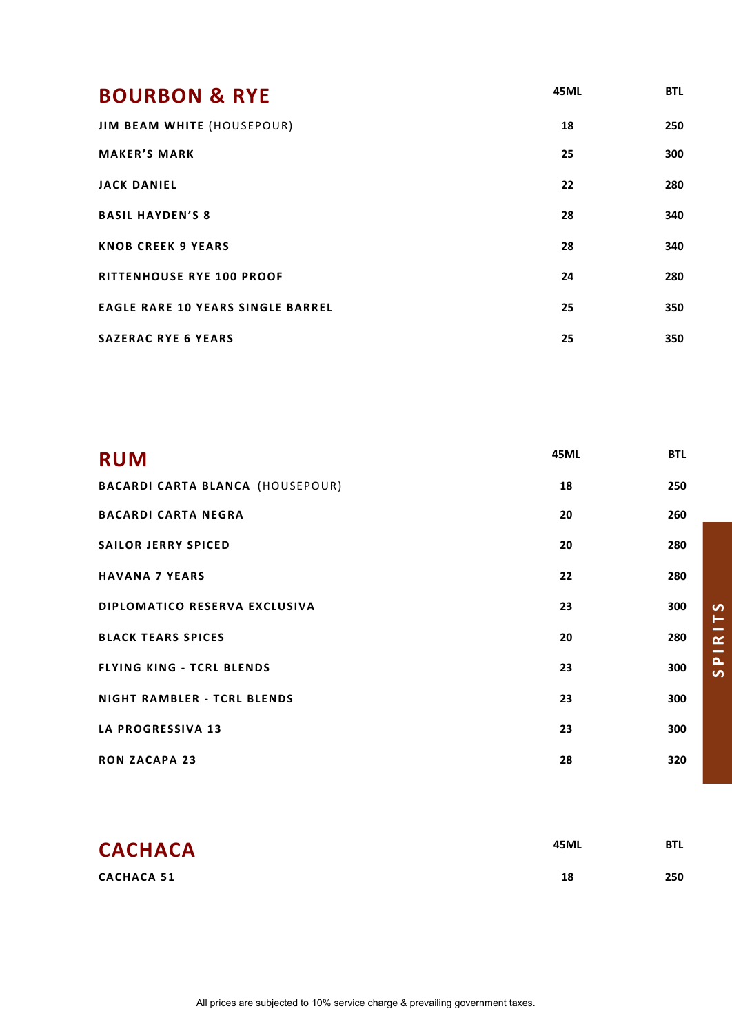| BOURBON & RYE | 45ML | BTL |
|---|---|---|
| **JIM BEAM WHITE** (HOUSEPOUR) | 18 | 250 |
| **MAKER'S MARK** | 25 | 300 |
| **JACK DANIEL** | 22 | 280 |
| **BASIL HAYDEN'S 8** | 28 | 340 |
| **KNOB CREEK 9 YEARS** | 28 | 340 |
| **RITTENHOUSE RYE 100 PROOF** | 24 | 280 |
| **EAGLE RARE 10 YEARS SINGLE BARREL** | 25 | 350 |
| **SAZERAC RYE 6 YEARS** | 25 | 350 |

| RUM | 45ML | BTL |
|---|---|---|
| **BACARDI CARTA BLANCA** (HOUSEPOUR) | 18 | 250 |
| **BACARDI CARTA NEGRA** | 20 | 260 |
| **SAILOR JERRY SPICED** | 20 | 280 |
| **HAVANA 7 YEARS** | 22 | 280 |
| **DIPLOMATICO RESERVA EXCLUSIVA** | 23 | 300 |
| **BLACK TEARS SPICES** | 20 | 280 |
| **FLYING KING - TCRL BLENDS** | 23 | 300 |
| **NIGHT RAMBLER - TCRL BLENDS** | 23 | 300 |
| **LA PROGRESSIVA 13** | 23 | 300 |
| **RON ZACAPA 23** | 28 | 320 |

| CACHACA | 45ML | BTL |
|---|---|---|
| **CACHACA 51** | 18 | 250 |

SPIRITS

All prices are subjected to 10% service charge & prevailing government taxes.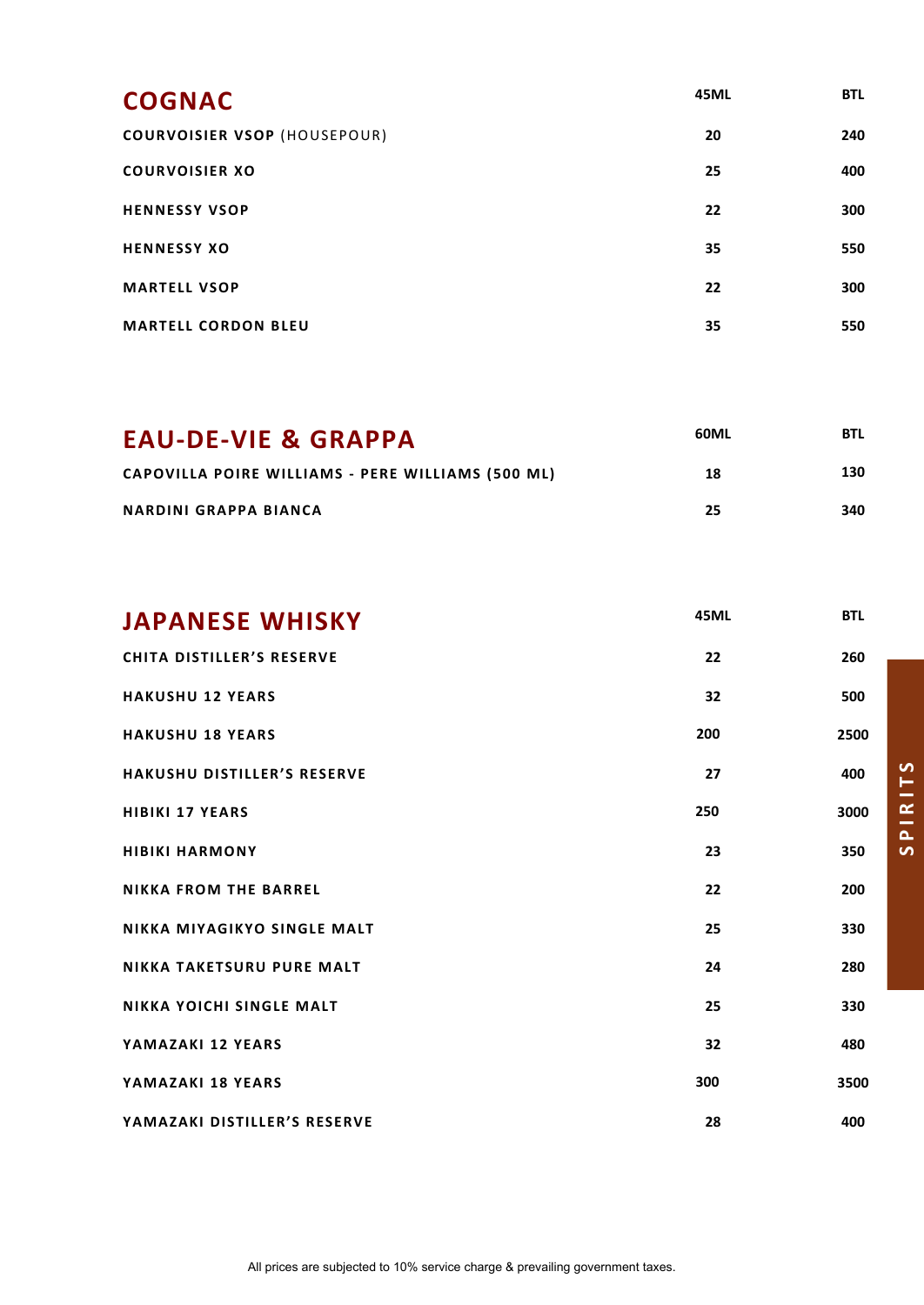## COGNAC

| | 45ML | BTL |
|---|---|---|
| **COURVOISIER VSOP** (HOUSEPOUR) | 20 | 240 |
| **COURVOISIER XO** | 25 | 400 |
| **HENNESSY VSOP** | 22 | 300 |
| **HENNESSY XO** | 35 | 550 |
| **MARTELL VSOP** | 22 | 300 |
| **MARTELL CORDON BLEU** | 35 | 550 |

## EAU-DE-VIE & GRAPPA

| | 60ML | BTL |
|---|---|---|
| **CAPOVILLA POIRE WILLIAMS - PERE WILLIAMS (500 ML)** | 18 | 130 |
| **NARDINI GRAPPA BIANCA** | 25 | 340 |

## JAPANESE WHISKY

| | 45ML | BTL |
|---|---|---|
| **CHITA DISTILLER'S RESERVE** | 22 | 260 |
| **HAKUSHU 12 YEARS** | 32 | 500 |
| **HAKUSHU 18 YEARS** | 200 | 2500 |
| **HAKUSHU DISTILLER'S RESERVE** | 27 | 400 |
| **HIBIKI 17 YEARS** | 250 | 3000 |
| **HIBIKI HARMONY** | 23 | 350 |
| **NIKKA FROM THE BARREL** | 22 | 200 |
| **NIKKA MIYAGIKYO SINGLE MALT** | 25 | 330 |
| **NIKKA TAKETSURU PURE MALT** | 24 | 280 |
| **NIKKA YOICHI SINGLE MALT** | 25 | 330 |
| **YAMAZAKI 12 YEARS** | 32 | 480 |
| **YAMAZAKI 18 YEARS** | 300 | 3500 |
| **YAMAZAKI DISTILLER'S RESERVE** | 28 | 400 |

SPIRITS

All prices are subjected to 10% service charge & prevailing government taxes.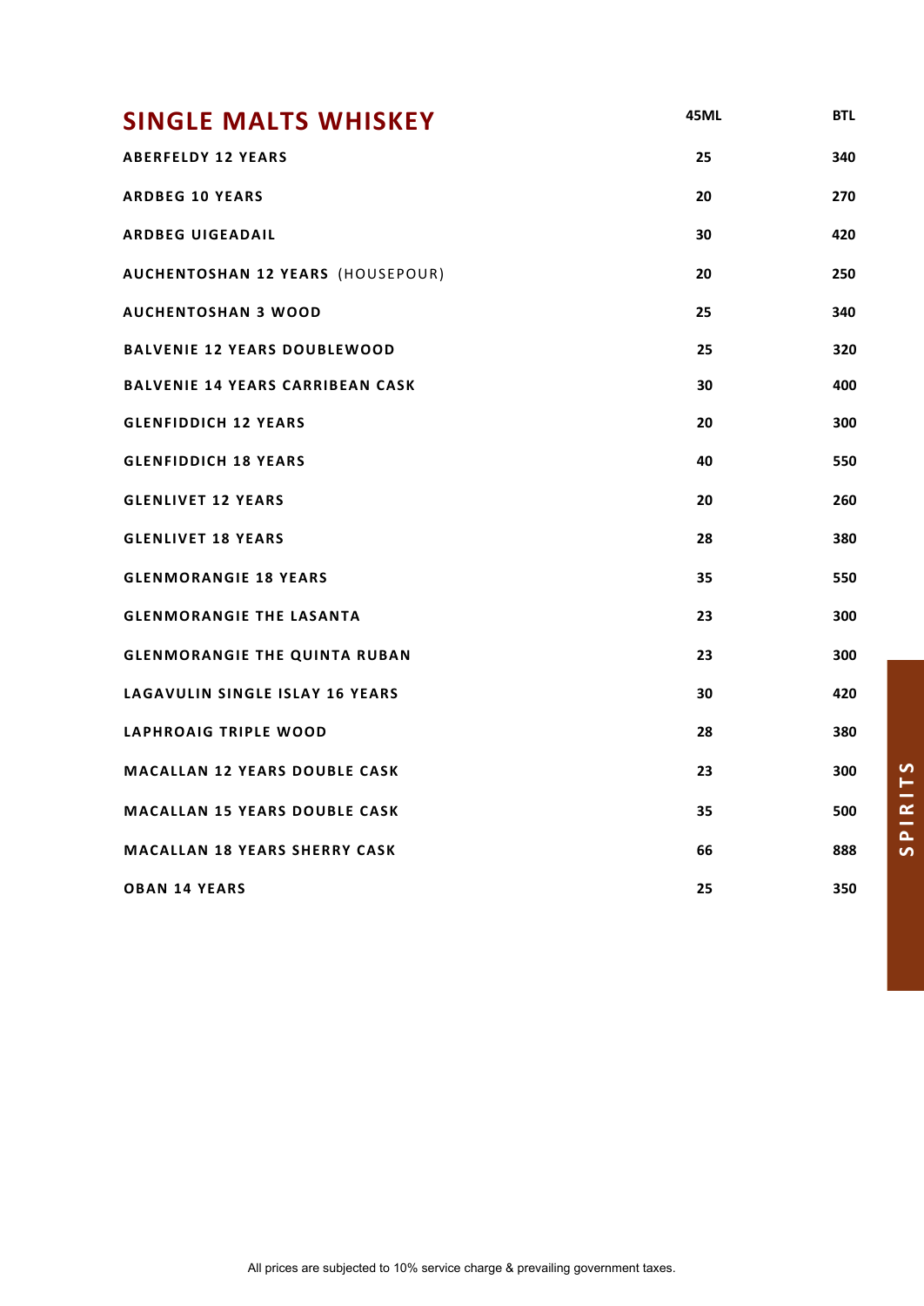## SINGLE MALTS WHISKEY

| | 45ML | BTL |
|---|---|---|
| ABERFELDY 12 YEARS | 25 | 340 |
| ARDBEG 10 YEARS | 20 | 270 |
| ARDBEG UIGEADAIL | 30 | 420 |
| AUCHENTOSHAN 12 YEARS (HOUSEPOUR) | 20 | 250 |
| AUCHENTOSHAN 3 WOOD | 25 | 340 |
| BALVENIE 12 YEARS DOUBLEWOOD | 25 | 320 |
| BALVENIE 14 YEARS CARRIBEAN CASK | 30 | 400 |
| GLENFIDDICH 12 YEARS | 20 | 300 |
| GLENFIDDICH 18 YEARS | 40 | 550 |
| GLENLIVET 12 YEARS | 20 | 260 |
| GLENLIVET 18 YEARS | 28 | 380 |
| GLENMORANGIE 18 YEARS | 35 | 550 |
| GLENMORANGIE THE LASANTA | 23 | 300 |
| GLENMORANGIE THE QUINTA RUBAN | 23 | 300 |
| LAGAVULIN SINGLE ISLAY 16 YEARS | 30 | 420 |
| LAPHROAIG TRIPLE WOOD | 28 | 380 |
| MACALLAN 12 YEARS DOUBLE CASK | 23 | 300 |
| MACALLAN 15 YEARS DOUBLE CASK | 35 | 500 |
| MACALLAN 18 YEARS SHERRY CASK | 66 | 888 |
| OBAN 14 YEARS | 25 | 350 |

SPIRITS

All prices are subjected to 10% service charge & prevailing government taxes.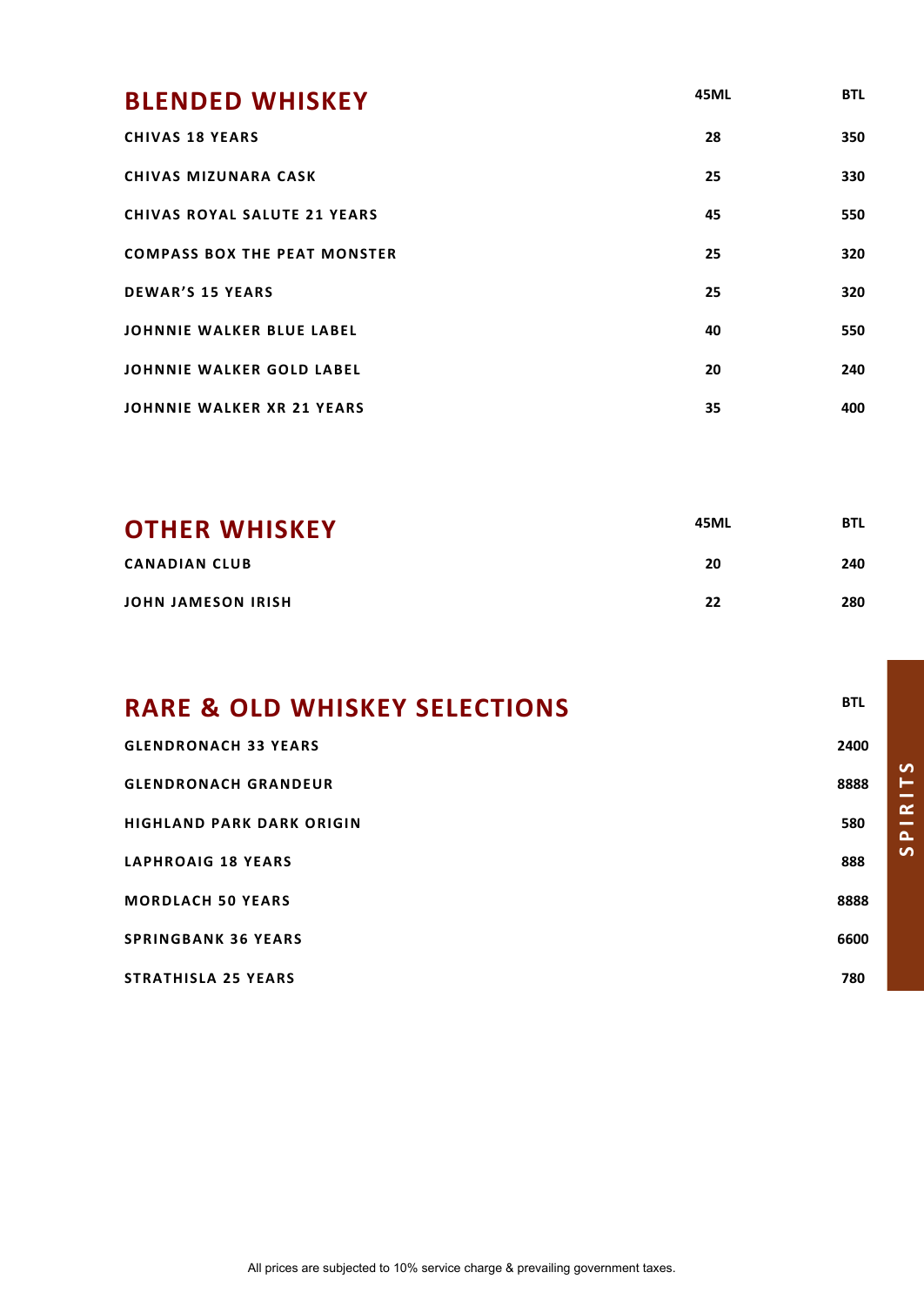## BLENDED WHISKEY

| | 45ML | BTL |
|---|---|---|
| CHIVAS 18 YEARS | 28 | 350 |
| CHIVAS MIZUNARA CASK | 25 | 330 |
| CHIVAS ROYAL SALUTE 21 YEARS | 45 | 550 |
| COMPASS BOX THE PEAT MONSTER | 25 | 320 |
| DEWAR'S 15 YEARS | 25 | 320 |
| JOHNNIE WALKER BLUE LABEL | 40 | 550 |
| JOHNNIE WALKER GOLD LABEL | 20 | 240 |
| JOHNNIE WALKER XR 21 YEARS | 35 | 400 |

## OTHER WHISKEY

| | 45ML | BTL |
|---|---|---|
| CANADIAN CLUB | 20 | 240 |
| JOHN JAMESON IRISH | 22 | 280 |

## RARE & OLD WHISKEY SELECTIONS

| | BTL |
|---|---|
| GLENDRONACH 33 YEARS | 2400 |
| GLENDRONACH GRANDEUR | 8888 |
| HIGHLAND PARK DARK ORIGIN | 580 |
| LAPHROAIG 18 YEARS | 888 |
| MORDLACH 50 YEARS | 8888 |
| SPRINGBANK 36 YEARS | 6600 |
| STRATHISLA 25 YEARS | 780 |

SPIRITS

All prices are subjected to 10% service charge & prevailing government taxes.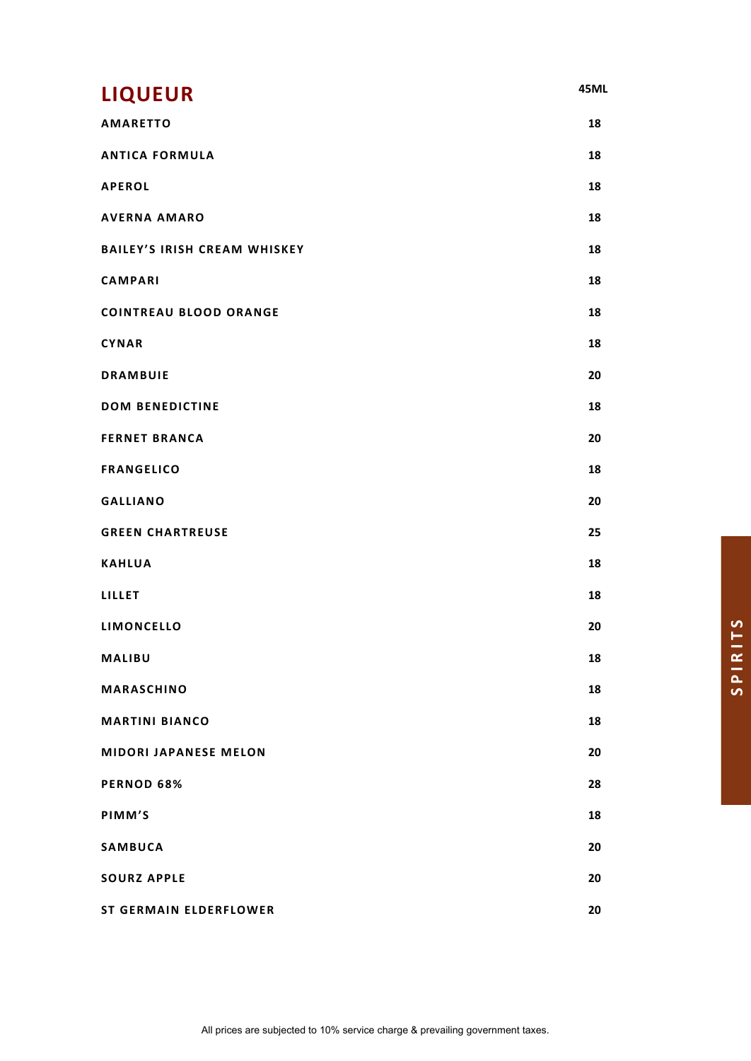# LIQUEUR

| | 45ML |
|---|---|
| AMARETTO | 18 |
| ANTICA FORMULA | 18 |
| APEROL | 18 |
| AVERNA AMARO | 18 |
| BAILEY'S IRISH CREAM WHISKEY | 18 |
| CAMPARI | 18 |
| COINTREAU BLOOD ORANGE | 18 |
| CYNAR | 18 |
| DRAMBUIE | 20 |
| DOM BENEDICTINE | 18 |
| FERNET BRANCA | 20 |
| FRANGELICO | 18 |
| GALLIANO | 20 |
| GREEN CHARTREUSE | 25 |
| KAHLUA | 18 |
| LILLET | 18 |
| LIMONCELLO | 20 |
| MALIBU | 18 |
| MARASCHINO | 18 |
| MARTINI BIANCO | 18 |
| MIDORI JAPANESE MELON | 20 |
| PERNOD 68% | 28 |
| PIMM'S | 18 |
| SAMBUCA | 20 |
| SOURZ APPLE | 20 |
| ST GERMAIN ELDERFLOWER | 20 |

SPIRITS

All prices are subjected to 10% service charge & prevailing government taxes.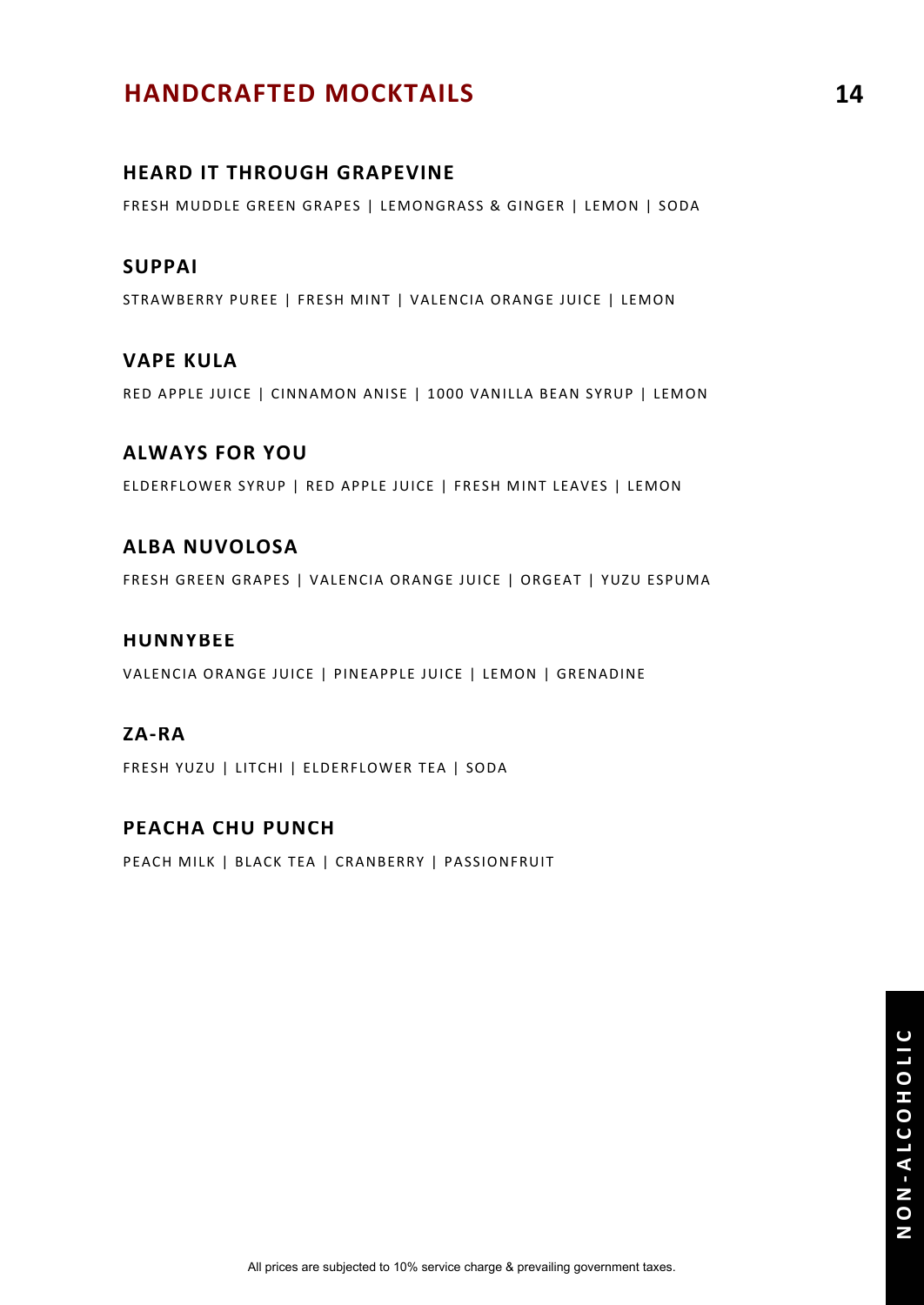# HANDCRAFTED MOCKTAILS 14

### HEARD IT THROUGH GRAPEVINE

FRESH MUDDLE GREEN GRAPES | LEMONGRASS & GINGER | LEMON | SODA

### SUPPAI

STRAWBERRY PUREE | FRESH MINT | VALENCIA ORANGE JUICE | LEMON

### VAPE KULA

RED APPLE JUICE | CINNAMON ANISE | 1000 VANILLA BEAN SYRUP | LEMON

### ALWAYS FOR YOU

ELDERFLOWER SYRUP | RED APPLE JUICE | FRESH MINT LEAVES | LEMON

### ALBA NUVOLOSA

FRESH GREEN GRAPES | VALENCIA ORANGE JUICE | ORGEAT | YUZU ESPUMA

### HUNNYBEE

VALENCIA ORANGE JUICE | PINEAPPLE JUICE | LEMON | GRENADINE

### ZA-RA

FRESH YUZU | LITCHI | ELDERFLOWER TEA | SODA

### PEACHA CHU PUNCH

PEACH MILK | BLACK TEA | CRANBERRY | PASSIONFRUIT

NON-ALCOHOLIC

All prices are subjected to 10% service charge & prevailing government taxes.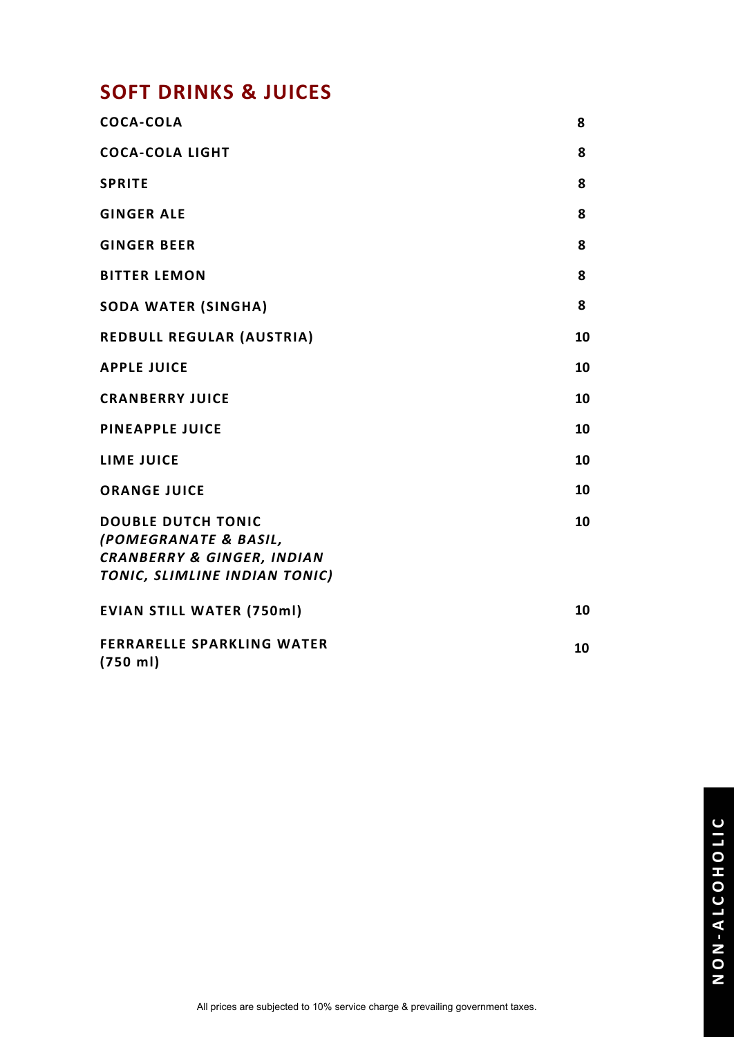## SOFT DRINKS & JUICES

| | |
|---|---|
| **COCA-COLA** | **8** |
| **COCA-COLA LIGHT** | **8** |
| **SPRITE** | **8** |
| **GINGER ALE** | **8** |
| **GINGER BEER** | **8** |
| **BITTER LEMON** | **8** |
| **SODA WATER (SINGHA)** | **8** |
| **REDBULL REGULAR (AUSTRIA)** | **10** |
| **APPLE JUICE** | **10** |
| **CRANBERRY JUICE** | **10** |
| **PINEAPPLE JUICE** | **10** |
| **LIME JUICE** | **10** |
| **ORANGE JUICE** | **10** |
| **DOUBLE DUTCH TONIC** ***(POMEGRANATE & BASIL, CRANBERRY & GINGER, INDIAN TONIC, SLIMLINE INDIAN TONIC)*** | **10** |
| **EVIAN STILL WATER (750ml)** | **10** |
| **FERRARELLE SPARKLING WATER (750 ml)** | **10** |

All prices are subjected to 10% service charge & prevailing government taxes.

NON-ALCOHOLIC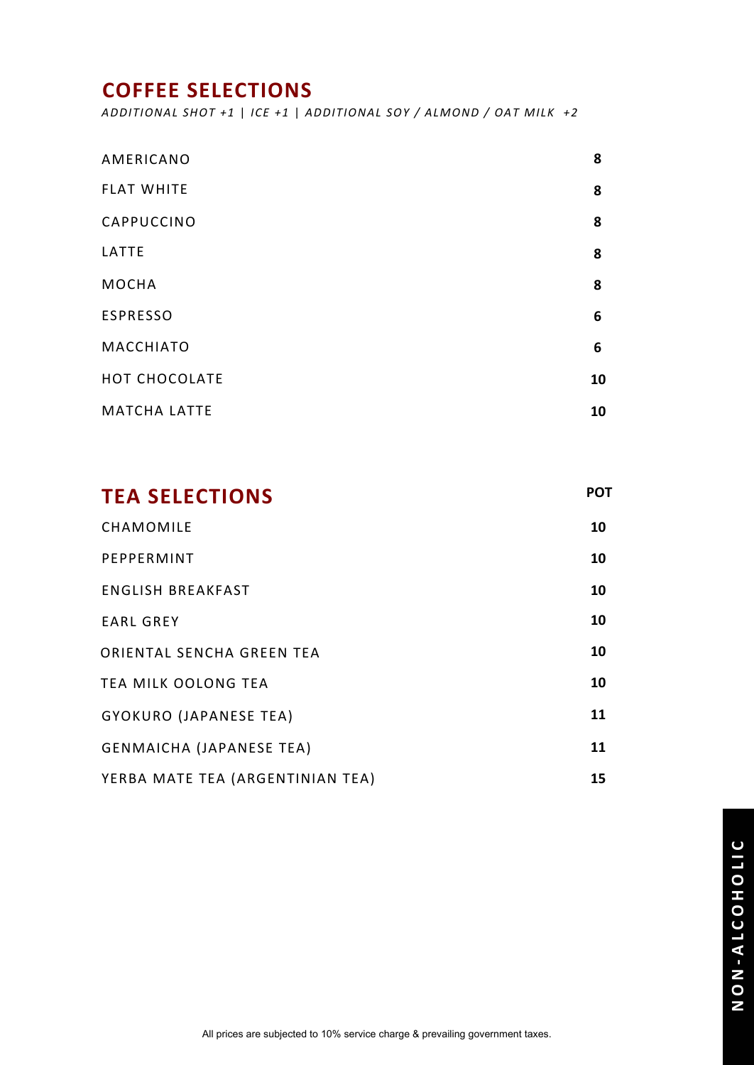## COFFEE SELECTIONS

*ADDITIONAL SHOT +1 | ICE +1 | ADDITIONAL SOY / ALMOND / OAT MILK +2*

| | |
|---|---|
| AMERICANO | **8** |
| FLAT WHITE | **8** |
| CAPPUCCINO | **8** |
| LATTE | **8** |
| MOCHA | **8** |
| ESPRESSO | **6** |
| MACCHIATO | **6** |
| HOT CHOCOLATE | **10** |
| MATCHA LATTE | **10** |

## TEA SELECTIONS

| | **POT** |
|---|---|
| CHAMOMILE | **10** |
| PEPPERMINT | **10** |
| ENGLISH BREAKFAST | **10** |
| EARL GREY | **10** |
| ORIENTAL SENCHA GREEN TEA | **10** |
| TEA MILK OOLONG TEA | **10** |
| GYOKURO (JAPANESE TEA) | **11** |
| GENMAICHA (JAPANESE TEA) | **11** |
| YERBA MATE TEA (ARGENTINIAN TEA) | **15** |

**NON-ALCOHOLIC**

All prices are subjected to 10% service charge & prevailing government taxes.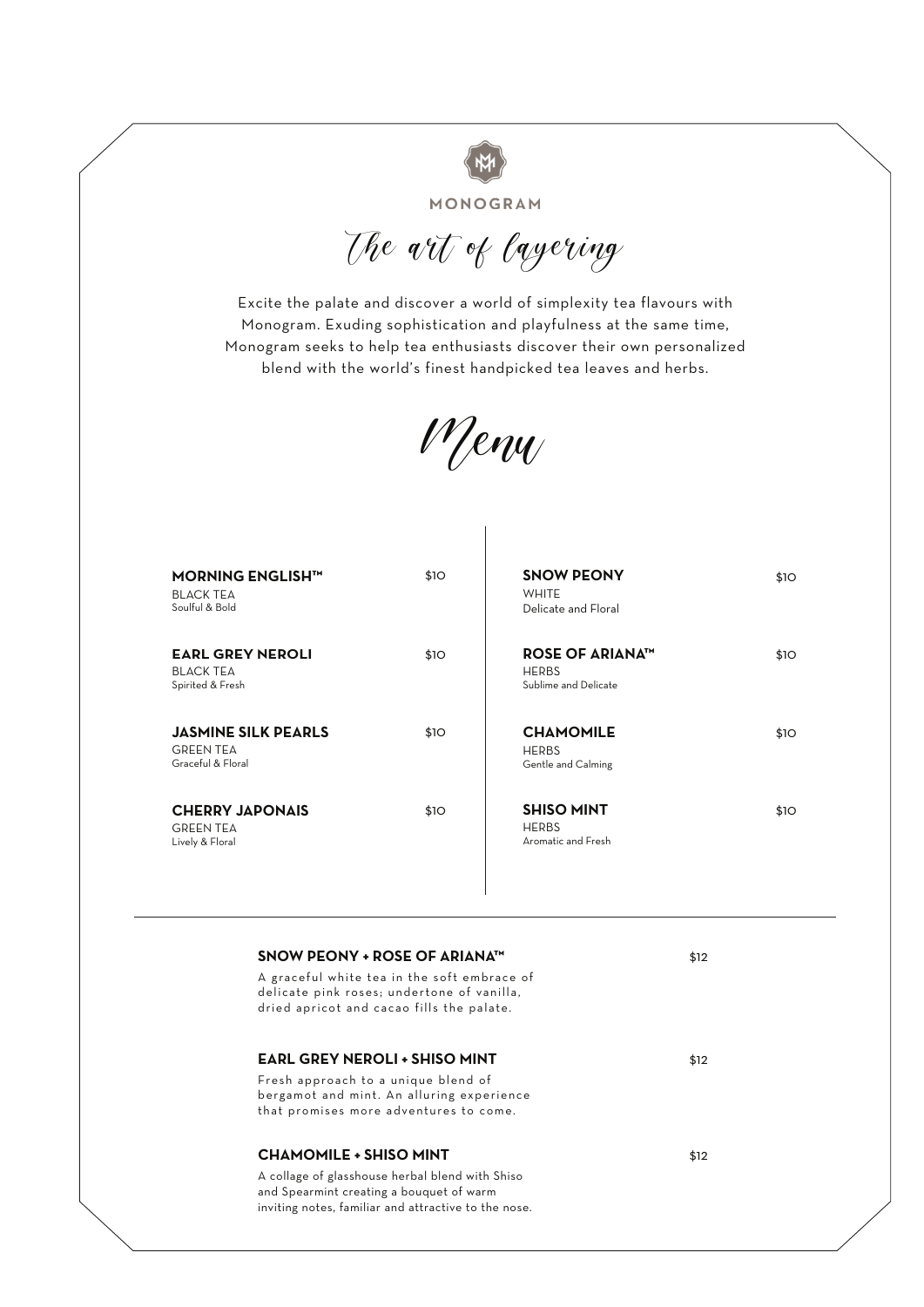MONOGRAM

# The art of layering

Excite the palate and discover a world of simplexity tea flavours with Monogram. Exuding sophistication and playfulness at the same time, Monogram seeks to help tea enthusiasts discover their own personalized blend with the world's finest handpicked tea leaves and herbs.

## Menu

**MORNING ENGLISH™** $10
BLACK TEA
Soulful & Bold

**EARL GREY NEROLI** $10
BLACK TEA
Spirited & Fresh

**JASMINE SILK PEARLS** $10
GREEN TEA
Graceful & Floral

**CHERRY JAPONAIS** $10
GREEN TEA
Lively & Floral

**SNOW PEONY** $10
WHITE
Delicate and Floral

**ROSE OF ARIANA™** $10
HERBS
Sublime and Delicate

**CHAMOMILE** $10
HERBS
Gentle and Calming

**SHISO MINT** $10
HERBS
Aromatic and Fresh

---

**SNOW PEONY + ROSE OF ARIANA™** $12

A graceful white tea in the soft embrace of delicate pink roses; undertone of vanilla, dried apricot and cacao fills the palate.

**EARL GREY NEROLI + SHISO MINT** $12

Fresh approach to a unique blend of bergamot and mint. An alluring experience that promises more adventures to come.

**CHAMOMILE + SHISO MINT** $12

A collage of glasshouse herbal blend with Shiso and Spearmint creating a bouquet of warm inviting notes, familiar and attractive to the nose.